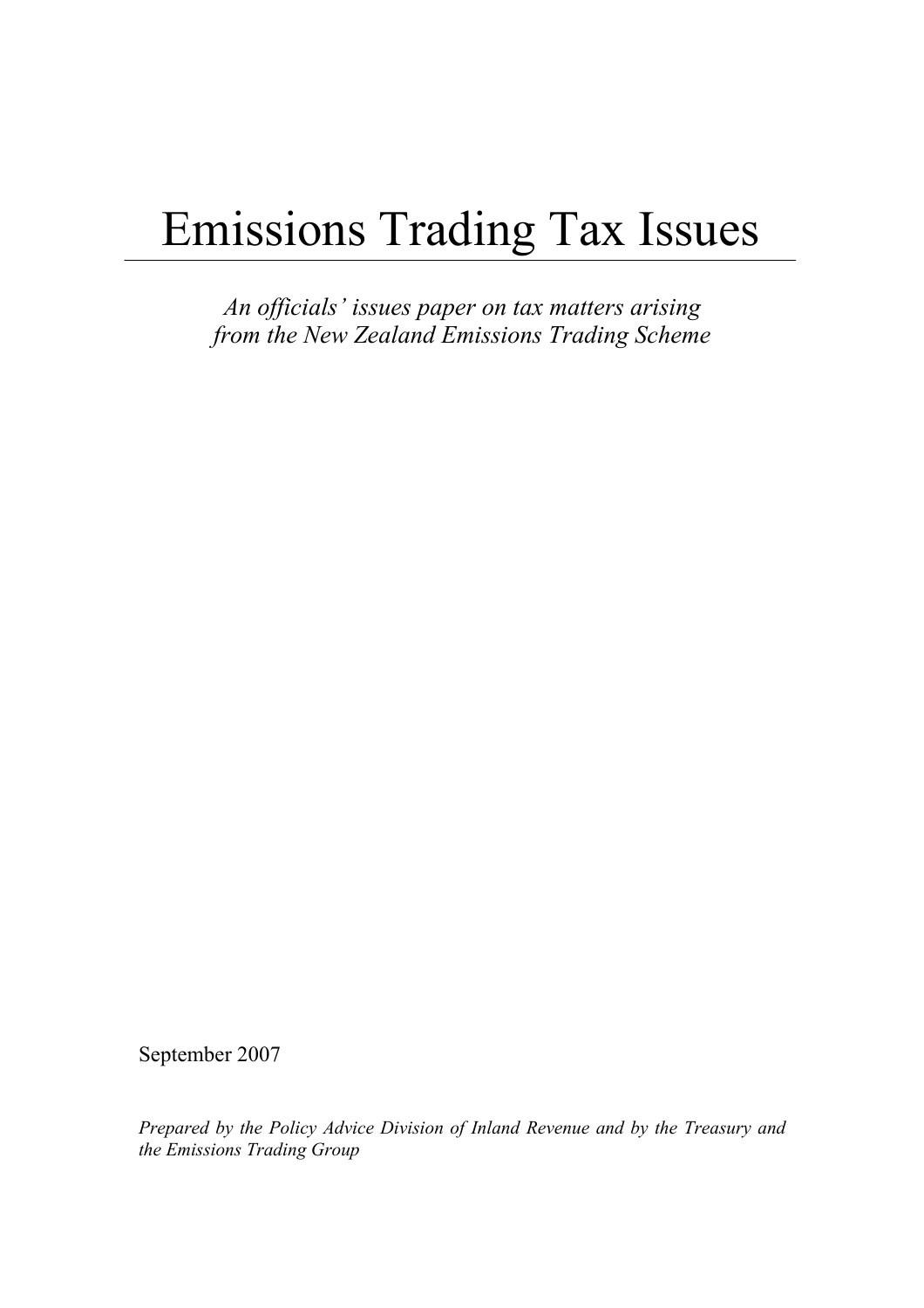# Emissions Trading Tax Issues

*An officials' issues paper on tax matters arising from the New Zealand Emissions Trading Scheme*

September 2007

*Prepared by the Policy Advice Division of Inland Revenue and by the Treasury and the Emissions Trading Group*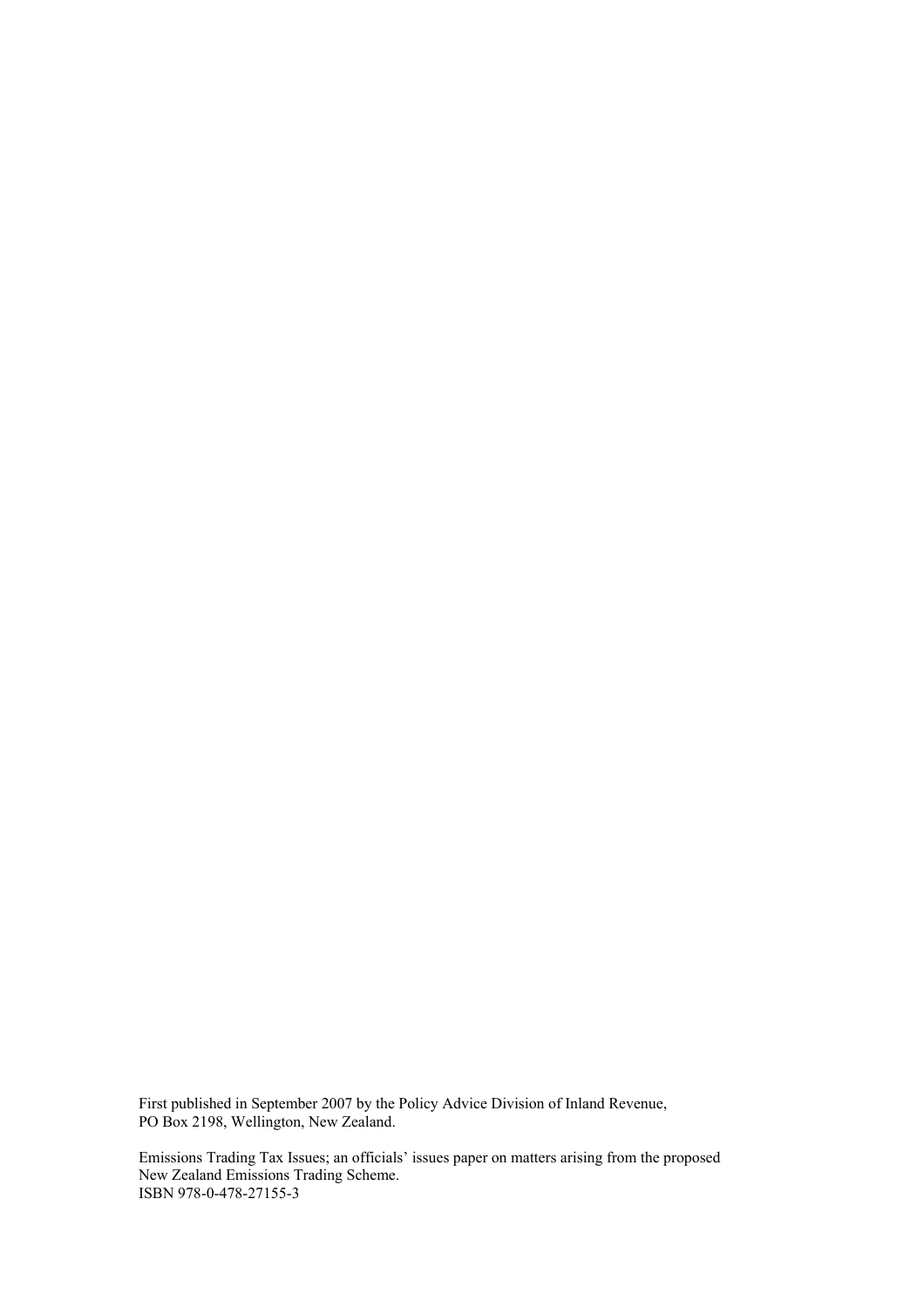First published in September 2007 by the Policy Advice Division of Inland Revenue,
PO Box 2198, Wellington, New Zealand.

Emissions Trading Tax Issues; an officials' issues paper on matters arising from the proposed
New Zealand Emissions Trading Scheme.
ISBN 978-0-478-27155-3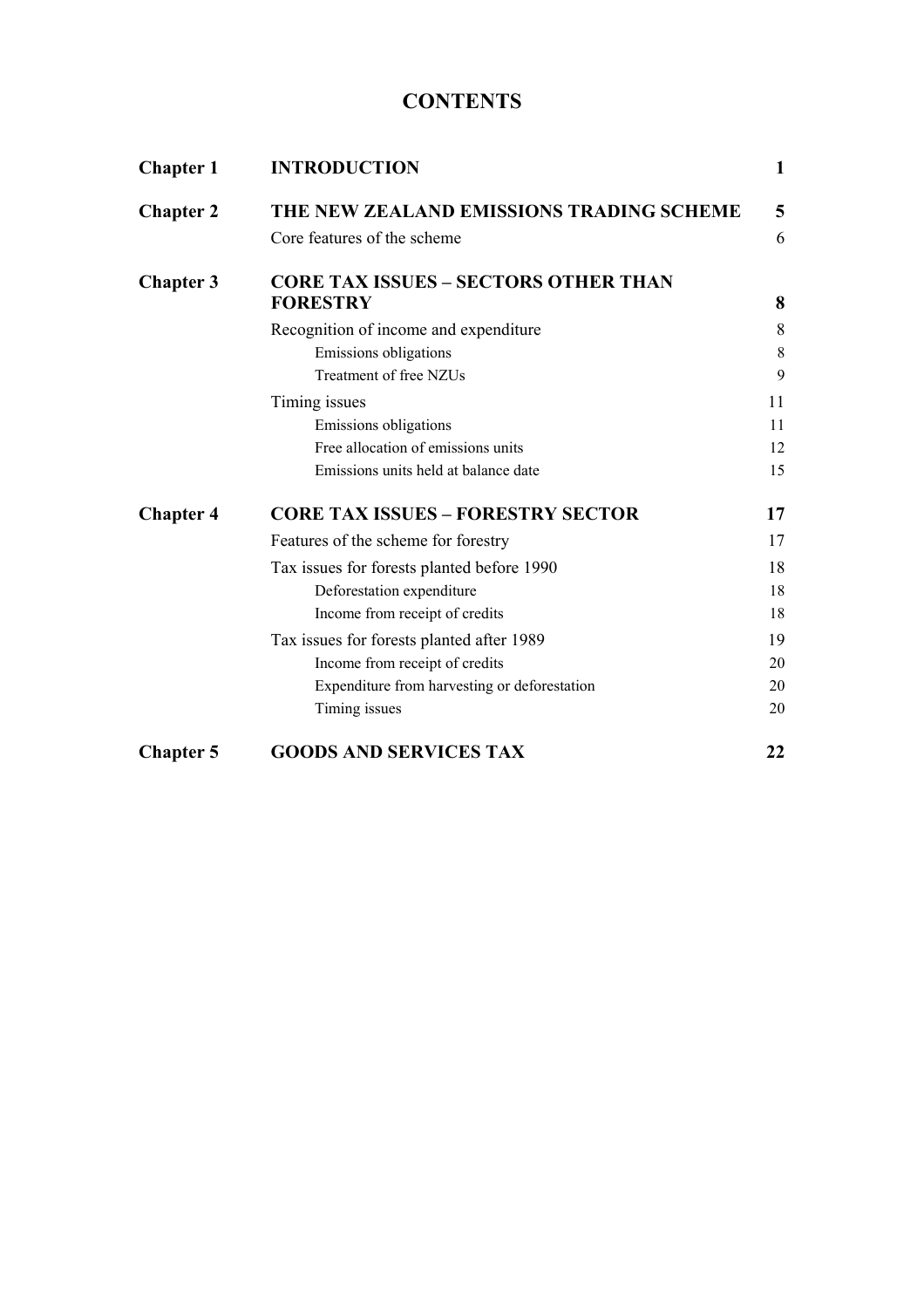# CONTENTS

| | | |
|---|---|---|
| **Chapter 1** | **INTRODUCTION** | **1** |
| **Chapter 2** | **THE NEW ZEALAND EMISSIONS TRADING SCHEME** | **5** |
| | Core features of the scheme | 6 |
| **Chapter 3** | **CORE TAX ISSUES – SECTORS OTHER THAN FORESTRY** | **8** |
| | Recognition of income and expenditure | 8 |
| | Emissions obligations | 8 |
| | Treatment of free NZUs | 9 |
| | Timing issues | 11 |
| | Emissions obligations | 11 |
| | Free allocation of emissions units | 12 |
| | Emissions units held at balance date | 15 |
| **Chapter 4** | **CORE TAX ISSUES – FORESTRY SECTOR** | **17** |
| | Features of the scheme for forestry | 17 |
| | Tax issues for forests planted before 1990 | 18 |
| | Deforestation expenditure | 18 |
| | Income from receipt of credits | 18 |
| | Tax issues for forests planted after 1989 | 19 |
| | Income from receipt of credits | 20 |
| | Expenditure from harvesting or deforestation | 20 |
| | Timing issues | 20 |
| **Chapter 5** | **GOODS AND SERVICES TAX** | **22** |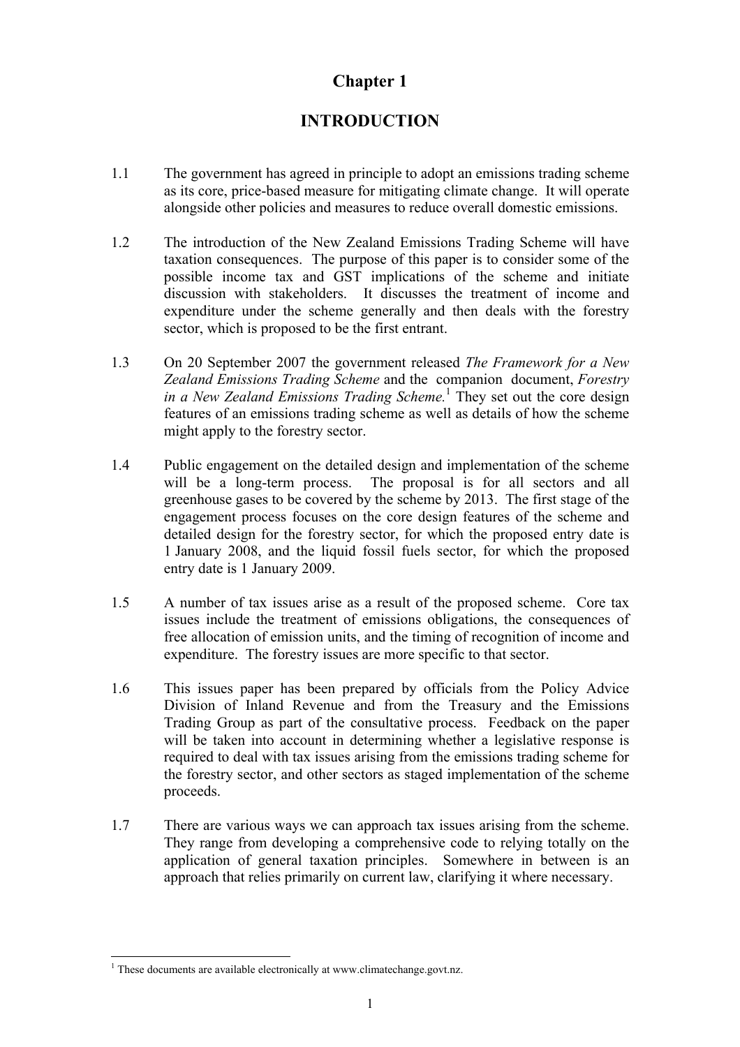# Chapter 1

## INTRODUCTION

1.1 The government has agreed in principle to adopt an emissions trading scheme as its core, price-based measure for mitigating climate change. It will operate alongside other policies and measures to reduce overall domestic emissions.

1.2 The introduction of the New Zealand Emissions Trading Scheme will have taxation consequences. The purpose of this paper is to consider some of the possible income tax and GST implications of the scheme and initiate discussion with stakeholders. It discusses the treatment of income and expenditure under the scheme generally and then deals with the forestry sector, which is proposed to be the first entrant.

1.3 On 20 September 2007 the government released *The Framework for a New Zealand Emissions Trading Scheme* and the companion document, *Forestry in a New Zealand Emissions Trading Scheme.*[1] They set out the core design features of an emissions trading scheme as well as details of how the scheme might apply to the forestry sector.

1.4 Public engagement on the detailed design and implementation of the scheme will be a long-term process. The proposal is for all sectors and all greenhouse gases to be covered by the scheme by 2013. The first stage of the engagement process focuses on the core design features of the scheme and detailed design for the forestry sector, for which the proposed entry date is 1 January 2008, and the liquid fossil fuels sector, for which the proposed entry date is 1 January 2009.

1.5 A number of tax issues arise as a result of the proposed scheme. Core tax issues include the treatment of emissions obligations, the consequences of free allocation of emission units, and the timing of recognition of income and expenditure. The forestry issues are more specific to that sector.

1.6 This issues paper has been prepared by officials from the Policy Advice Division of Inland Revenue and from the Treasury and the Emissions Trading Group as part of the consultative process. Feedback on the paper will be taken into account in determining whether a legislative response is required to deal with tax issues arising from the emissions trading scheme for the forestry sector, and other sectors as staged implementation of the scheme proceeds.

1.7 There are various ways we can approach tax issues arising from the scheme. They range from developing a comprehensive code to relying totally on the application of general taxation principles. Somewhere in between is an approach that relies primarily on current law, clarifying it where necessary.

---

[1] These documents are available electronically at www.climatechange.govt.nz.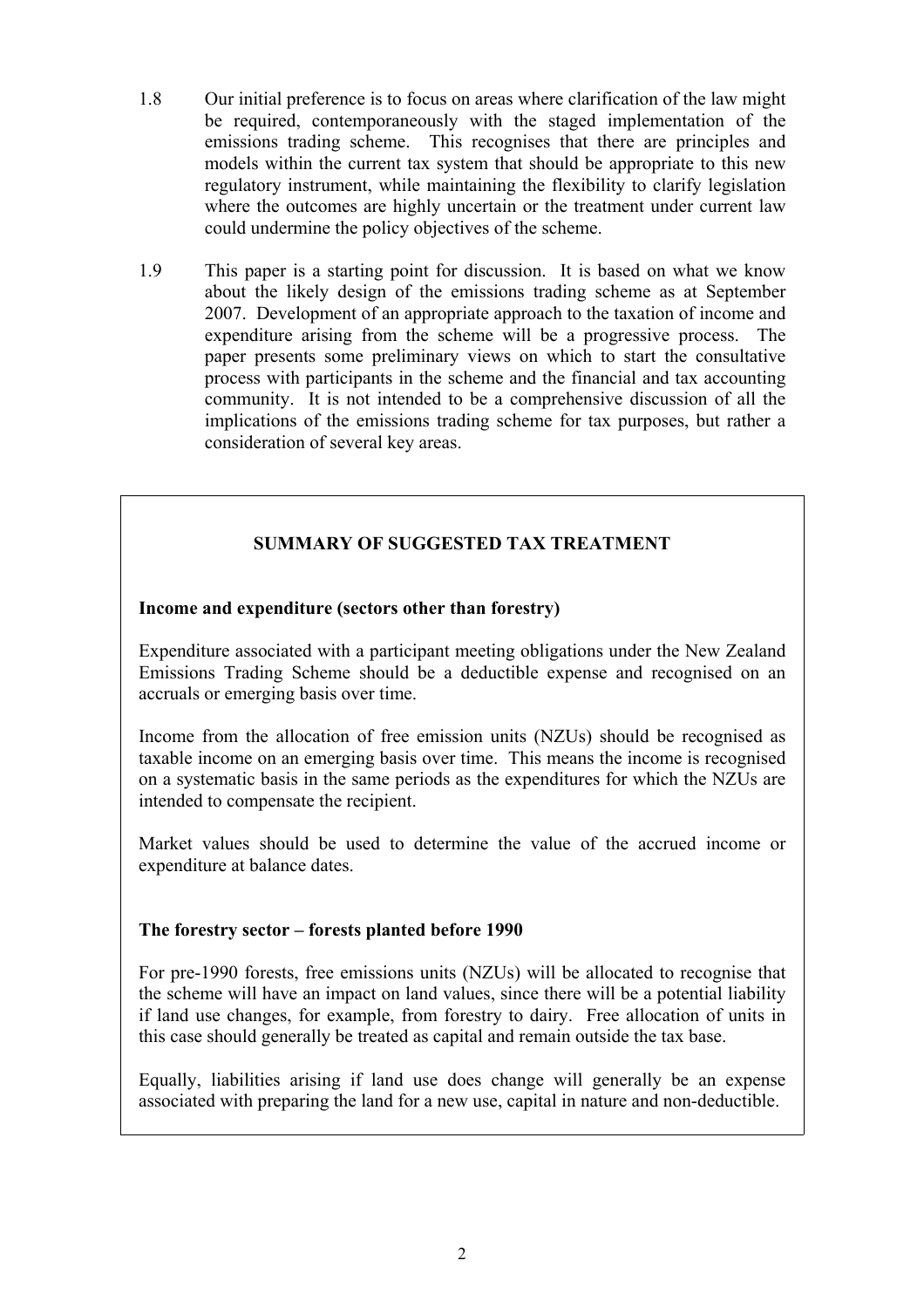1.8 Our initial preference is to focus on areas where clarification of the law might be required, contemporaneously with the staged implementation of the emissions trading scheme. This recognises that there are principles and models within the current tax system that should be appropriate to this new regulatory instrument, while maintaining the flexibility to clarify legislation where the outcomes are highly uncertain or the treatment under current law could undermine the policy objectives of the scheme.

1.9 This paper is a starting point for discussion. It is based on what we know about the likely design of the emissions trading scheme as at September 2007. Development of an appropriate approach to the taxation of income and expenditure arising from the scheme will be a progressive process. The paper presents some preliminary views on which to start the consultative process with participants in the scheme and the financial and tax accounting community. It is not intended to be a comprehensive discussion of all the implications of the emissions trading scheme for tax purposes, but rather a consideration of several key areas.

## SUMMARY OF SUGGESTED TAX TREATMENT

**Income and expenditure (sectors other than forestry)**

Expenditure associated with a participant meeting obligations under the New Zealand Emissions Trading Scheme should be a deductible expense and recognised on an accruals or emerging basis over time.

Income from the allocation of free emission units (NZUs) should be recognised as taxable income on an emerging basis over time. This means the income is recognised on a systematic basis in the same periods as the expenditures for which the NZUs are intended to compensate the recipient.

Market values should be used to determine the value of the accrued income or expenditure at balance dates.

**The forestry sector – forests planted before 1990**

For pre-1990 forests, free emissions units (NZUs) will be allocated to recognise that the scheme will have an impact on land values, since there will be a potential liability if land use changes, for example, from forestry to dairy. Free allocation of units in this case should generally be treated as capital and remain outside the tax base.

Equally, liabilities arising if land use does change will generally be an expense associated with preparing the land for a new use, capital in nature and non-deductible.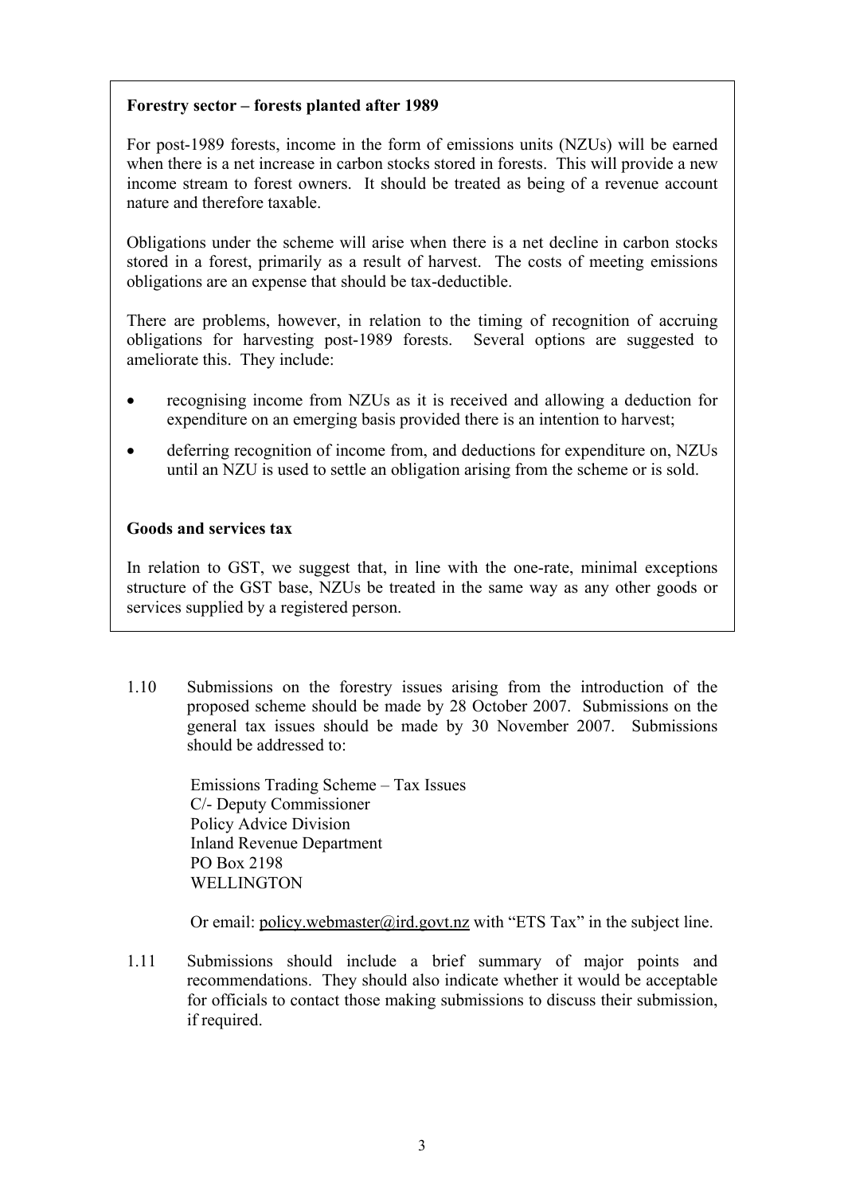**Forestry sector – forests planted after 1989**

For post-1989 forests, income in the form of emissions units (NZUs) will be earned when there is a net increase in carbon stocks stored in forests. This will provide a new income stream to forest owners. It should be treated as being of a revenue account nature and therefore taxable.

Obligations under the scheme will arise when there is a net decline in carbon stocks stored in a forest, primarily as a result of harvest. The costs of meeting emissions obligations are an expense that should be tax-deductible.

There are problems, however, in relation to the timing of recognition of accruing obligations for harvesting post-1989 forests. Several options are suggested to ameliorate this. They include:

- recognising income from NZUs as it is received and allowing a deduction for expenditure on an emerging basis provided there is an intention to harvest;
- deferring recognition of income from, and deductions for expenditure on, NZUs until an NZU is used to settle an obligation arising from the scheme or is sold.

**Goods and services tax**

In relation to GST, we suggest that, in line with the one-rate, minimal exceptions structure of the GST base, NZUs be treated in the same way as any other goods or services supplied by a registered person.

1.10 Submissions on the forestry issues arising from the introduction of the proposed scheme should be made by 28 October 2007. Submissions on the general tax issues should be made by 30 November 2007. Submissions should be addressed to:

Emissions Trading Scheme – Tax Issues
C/- Deputy Commissioner
Policy Advice Division
Inland Revenue Department
PO Box 2198
WELLINGTON

Or email: policy.webmaster@ird.govt.nz with "ETS Tax" in the subject line.

1.11 Submissions should include a brief summary of major points and recommendations. They should also indicate whether it would be acceptable for officials to contact those making submissions to discuss their submission, if required.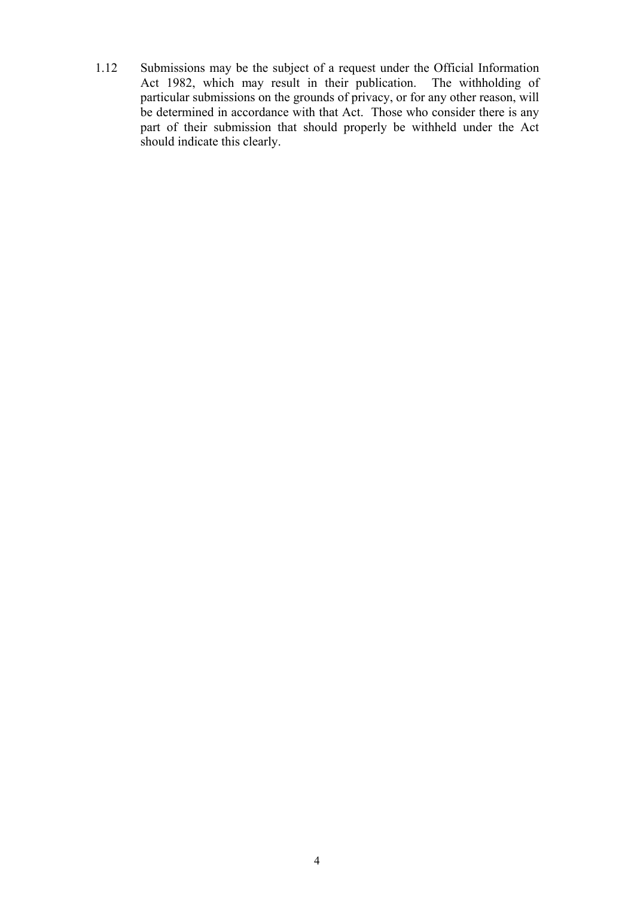1.12 Submissions may be the subject of a request under the Official Information Act 1982, which may result in their publication. The withholding of particular submissions on the grounds of privacy, or for any other reason, will be determined in accordance with that Act. Those who consider there is any part of their submission that should properly be withheld under the Act should indicate this clearly.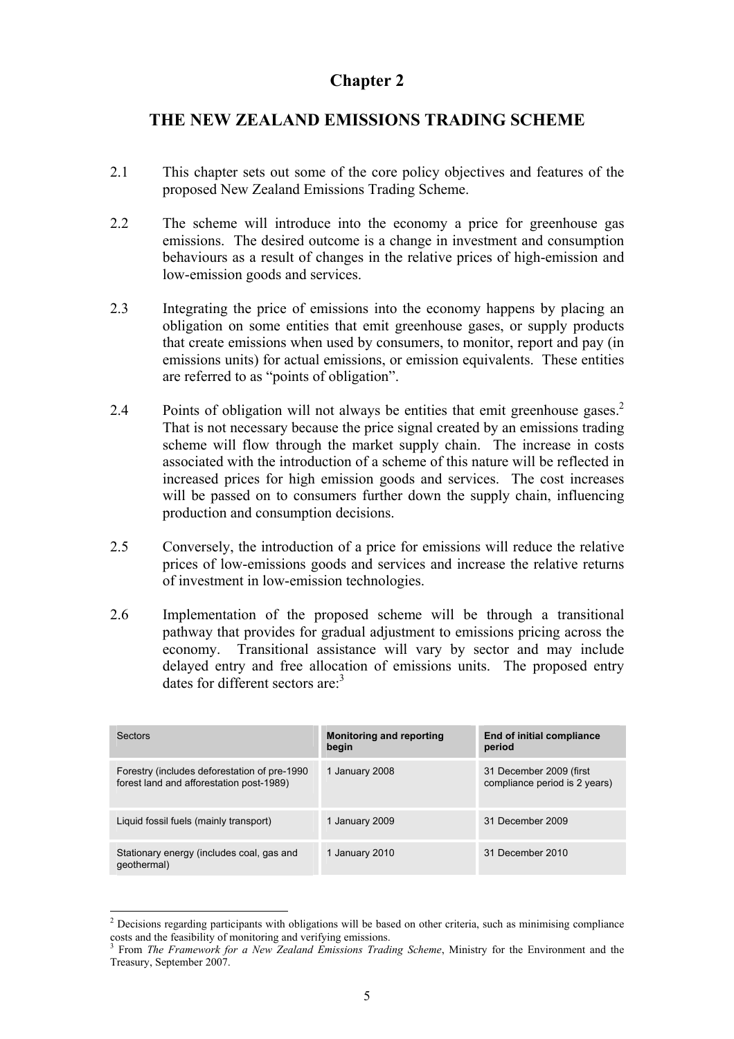# Chapter 2

## THE NEW ZEALAND EMISSIONS TRADING SCHEME

2.1 This chapter sets out some of the core policy objectives and features of the proposed New Zealand Emissions Trading Scheme.

2.2 The scheme will introduce into the economy a price for greenhouse gas emissions. The desired outcome is a change in investment and consumption behaviours as a result of changes in the relative prices of high-emission and low-emission goods and services.

2.3 Integrating the price of emissions into the economy happens by placing an obligation on some entities that emit greenhouse gases, or supply products that create emissions when used by consumers, to monitor, report and pay (in emissions units) for actual emissions, or emission equivalents. These entities are referred to as "points of obligation".

2.4 Points of obligation will not always be entities that emit greenhouse gases.[2] That is not necessary because the price signal created by an emissions trading scheme will flow through the market supply chain. The increase in costs associated with the introduction of a scheme of this nature will be reflected in increased prices for high emission goods and services. The cost increases will be passed on to consumers further down the supply chain, influencing production and consumption decisions.

2.5 Conversely, the introduction of a price for emissions will reduce the relative prices of low-emissions goods and services and increase the relative returns of investment in low-emission technologies.

2.6 Implementation of the proposed scheme will be through a transitional pathway that provides for gradual adjustment to emissions pricing across the economy. Transitional assistance will vary by sector and may include delayed entry and free allocation of emissions units. The proposed entry dates for different sectors are:[3]

| Sectors | Monitoring and reporting begin | End of initial compliance period |
|---|---|---|
| Forestry (includes deforestation of pre-1990 forest land and afforestation post-1989) | 1 January 2008 | 31 December 2009 (first compliance period is 2 years) |
| Liquid fossil fuels (mainly transport) | 1 January 2009 | 31 December 2009 |
| Stationary energy (includes coal, gas and geothermal) | 1 January 2010 | 31 December 2010 |

[2] Decisions regarding participants with obligations will be based on other criteria, such as minimising compliance costs and the feasibility of monitoring and verifying emissions.

[3] From *The Framework for a New Zealand Emissions Trading Scheme*, Ministry for the Environment and the Treasury, September 2007.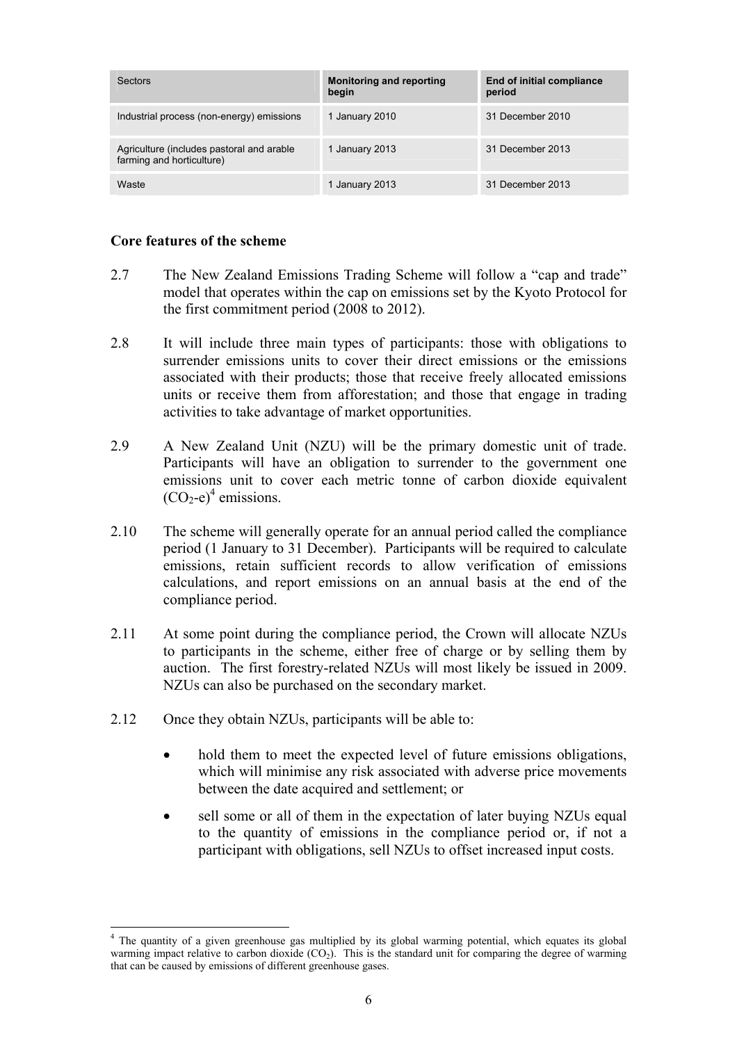| Sectors | Monitoring and reporting begin | End of initial compliance period |
| --- | --- | --- |
| Industrial process (non-energy) emissions | 1 January 2010 | 31 December 2010 |
| Agriculture (includes pastoral and arable farming and horticulture) | 1 January 2013 | 31 December 2013 |
| Waste | 1 January 2013 | 31 December 2013 |

**Core features of the scheme**

2.7 The New Zealand Emissions Trading Scheme will follow a "cap and trade" model that operates within the cap on emissions set by the Kyoto Protocol for the first commitment period (2008 to 2012).

2.8 It will include three main types of participants: those with obligations to surrender emissions units to cover their direct emissions or the emissions associated with their products; those that receive freely allocated emissions units or receive them from afforestation; and those that engage in trading activities to take advantage of market opportunities.

2.9 A New Zealand Unit (NZU) will be the primary domestic unit of trade. Participants will have an obligation to surrender to the government one emissions unit to cover each metric tonne of carbon dioxide equivalent ($CO_2$-e)[4] emissions.

2.10 The scheme will generally operate for an annual period called the compliance period (1 January to 31 December). Participants will be required to calculate emissions, retain sufficient records to allow verification of emissions calculations, and report emissions on an annual basis at the end of the compliance period.

2.11 At some point during the compliance period, the Crown will allocate NZUs to participants in the scheme, either free of charge or by selling them by auction. The first forestry-related NZUs will most likely be issued in 2009. NZUs can also be purchased on the secondary market.

2.12 Once they obtain NZUs, participants will be able to:

- hold them to meet the expected level of future emissions obligations, which will minimise any risk associated with adverse price movements between the date acquired and settlement; or
- sell some or all of them in the expectation of later buying NZUs equal to the quantity of emissions in the compliance period or, if not a participant with obligations, sell NZUs to offset increased input costs.

[4] The quantity of a given greenhouse gas multiplied by its global warming potential, which equates its global warming impact relative to carbon dioxide ($CO_2$). This is the standard unit for comparing the degree of warming that can be caused by emissions of different greenhouse gases.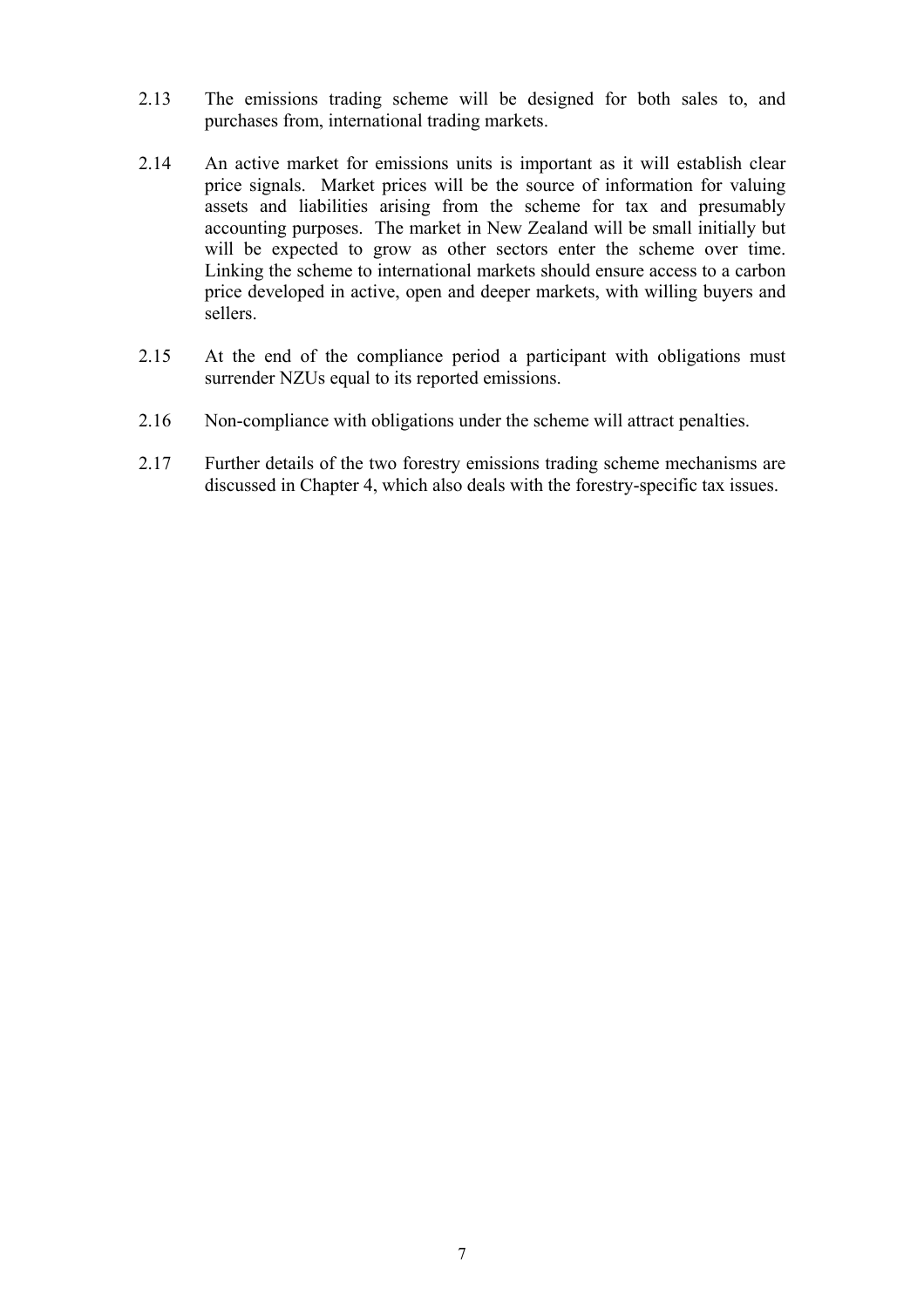2.13 The emissions trading scheme will be designed for both sales to, and purchases from, international trading markets.

2.14 An active market for emissions units is important as it will establish clear price signals. Market prices will be the source of information for valuing assets and liabilities arising from the scheme for tax and presumably accounting purposes. The market in New Zealand will be small initially but will be expected to grow as other sectors enter the scheme over time. Linking the scheme to international markets should ensure access to a carbon price developed in active, open and deeper markets, with willing buyers and sellers.

2.15 At the end of the compliance period a participant with obligations must surrender NZUs equal to its reported emissions.

2.16 Non-compliance with obligations under the scheme will attract penalties.

2.17 Further details of the two forestry emissions trading scheme mechanisms are discussed in Chapter 4, which also deals with the forestry-specific tax issues.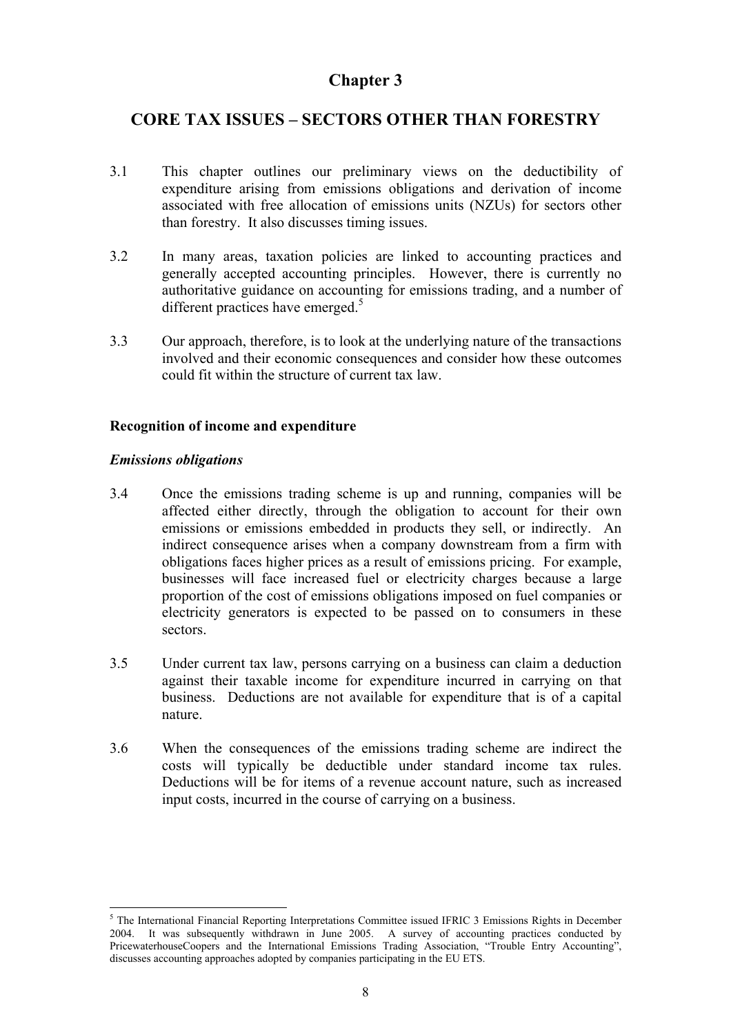# Chapter 3

## CORE TAX ISSUES – SECTORS OTHER THAN FORESTRY

3.1 This chapter outlines our preliminary views on the deductibility of expenditure arising from emissions obligations and derivation of income associated with free allocation of emissions units (NZUs) for sectors other than forestry. It also discusses timing issues.

3.2 In many areas, taxation policies are linked to accounting practices and generally accepted accounting principles. However, there is currently no authoritative guidance on accounting for emissions trading, and a number of different practices have emerged.[5]

3.3 Our approach, therefore, is to look at the underlying nature of the transactions involved and their economic consequences and consider how these outcomes could fit within the structure of current tax law.

### Recognition of income and expenditure

#### *Emissions obligations*

3.4 Once the emissions trading scheme is up and running, companies will be affected either directly, through the obligation to account for their own emissions or emissions embedded in products they sell, or indirectly. An indirect consequence arises when a company downstream from a firm with obligations faces higher prices as a result of emissions pricing. For example, businesses will face increased fuel or electricity charges because a large proportion of the cost of emissions obligations imposed on fuel companies or electricity generators is expected to be passed on to consumers in these sectors.

3.5 Under current tax law, persons carrying on a business can claim a deduction against their taxable income for expenditure incurred in carrying on that business. Deductions are not available for expenditure that is of a capital nature.

3.6 When the consequences of the emissions trading scheme are indirect the costs will typically be deductible under standard income tax rules. Deductions will be for items of a revenue account nature, such as increased input costs, incurred in the course of carrying on a business.

---

[5] The International Financial Reporting Interpretations Committee issued IFRIC 3 Emissions Rights in December 2004. It was subsequently withdrawn in June 2005. A survey of accounting practices conducted by PricewaterhouseCoopers and the International Emissions Trading Association, "Trouble Entry Accounting", discusses accounting approaches adopted by companies participating in the EU ETS.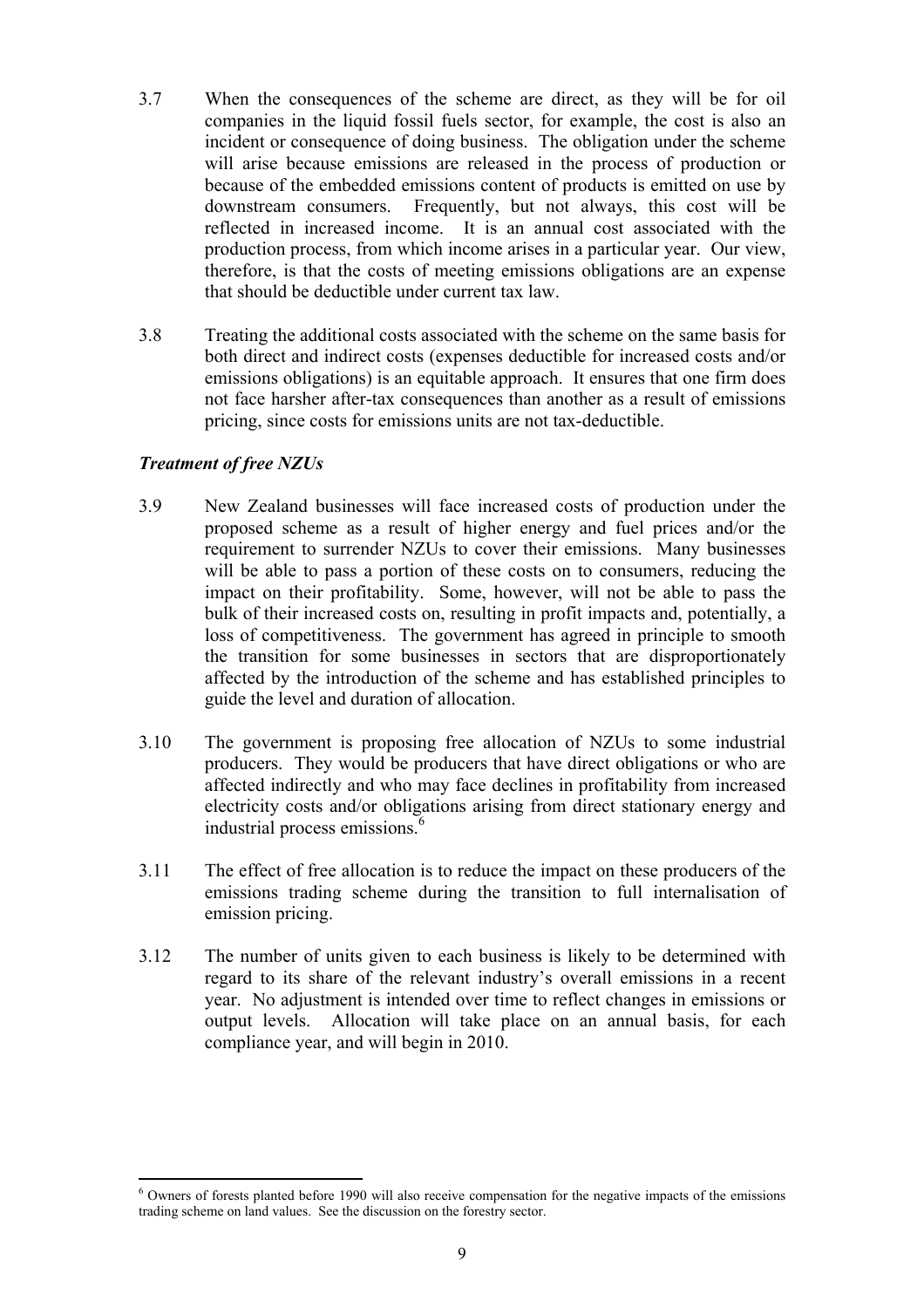3.7 When the consequences of the scheme are direct, as they will be for oil companies in the liquid fossil fuels sector, for example, the cost is also an incident or consequence of doing business. The obligation under the scheme will arise because emissions are released in the process of production or because of the embedded emissions content of products is emitted on use by downstream consumers. Frequently, but not always, this cost will be reflected in increased income. It is an annual cost associated with the production process, from which income arises in a particular year. Our view, therefore, is that the costs of meeting emissions obligations are an expense that should be deductible under current tax law.

3.8 Treating the additional costs associated with the scheme on the same basis for both direct and indirect costs (expenses deductible for increased costs and/or emissions obligations) is an equitable approach. It ensures that one firm does not face harsher after-tax consequences than another as a result of emissions pricing, since costs for emissions units are not tax-deductible.

### *Treatment of free NZUs*

3.9 New Zealand businesses will face increased costs of production under the proposed scheme as a result of higher energy and fuel prices and/or the requirement to surrender NZUs to cover their emissions. Many businesses will be able to pass a portion of these costs on to consumers, reducing the impact on their profitability. Some, however, will not be able to pass the bulk of their increased costs on, resulting in profit impacts and, potentially, a loss of competitiveness. The government has agreed in principle to smooth the transition for some businesses in sectors that are disproportionately affected by the introduction of the scheme and has established principles to guide the level and duration of allocation.

3.10 The government is proposing free allocation of NZUs to some industrial producers. They would be producers that have direct obligations or who are affected indirectly and who may face declines in profitability from increased electricity costs and/or obligations arising from direct stationary energy and industrial process emissions.[6]

3.11 The effect of free allocation is to reduce the impact on these producers of the emissions trading scheme during the transition to full internalisation of emission pricing.

3.12 The number of units given to each business is likely to be determined with regard to its share of the relevant industry's overall emissions in a recent year. No adjustment is intended over time to reflect changes in emissions or output levels. Allocation will take place on an annual basis, for each compliance year, and will begin in 2010.

---

[6] Owners of forests planted before 1990 will also receive compensation for the negative impacts of the emissions trading scheme on land values. See the discussion on the forestry sector.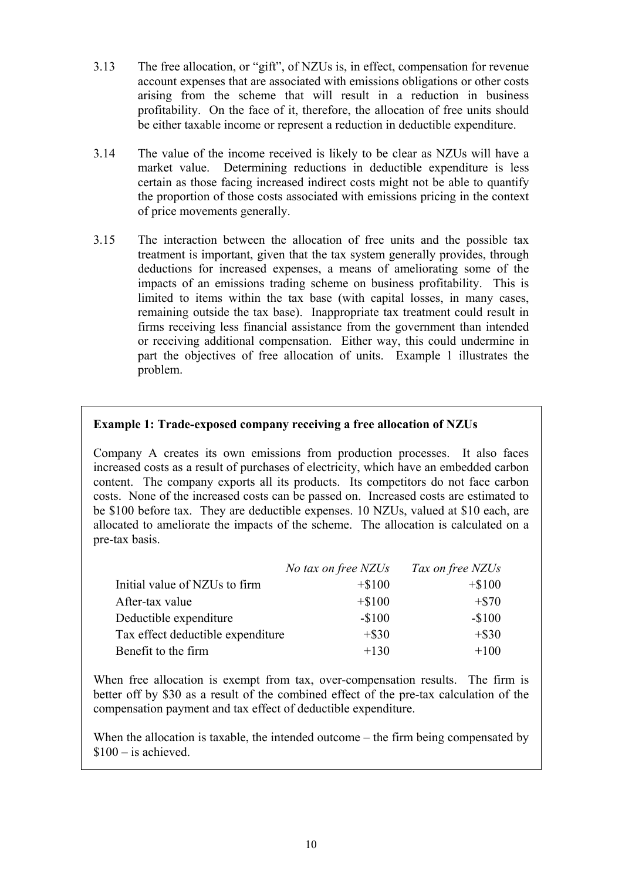3.13 The free allocation, or "gift", of NZUs is, in effect, compensation for revenue account expenses that are associated with emissions obligations or other costs arising from the scheme that will result in a reduction in business profitability. On the face of it, therefore, the allocation of free units should be either taxable income or represent a reduction in deductible expenditure.

3.14 The value of the income received is likely to be clear as NZUs will have a market value. Determining reductions in deductible expenditure is less certain as those facing increased indirect costs might not be able to quantify the proportion of those costs associated with emissions pricing in the context of price movements generally.

3.15 The interaction between the allocation of free units and the possible tax treatment is important, given that the tax system generally provides, through deductions for increased expenses, a means of ameliorating some of the impacts of an emissions trading scheme on business profitability. This is limited to items within the tax base (with capital losses, in many cases, remaining outside the tax base). Inappropriate tax treatment could result in firms receiving less financial assistance from the government than intended or receiving additional compensation. Either way, this could undermine in part the objectives of free allocation of units. Example 1 illustrates the problem.

**Example 1: Trade-exposed company receiving a free allocation of NZUs**

Company A creates its own emissions from production processes. It also faces increased costs as a result of purchases of electricity, which have an embedded carbon content. The company exports all its products. Its competitors do not face carbon costs. None of the increased costs can be passed on. Increased costs are estimated to be $100 before tax. They are deductible expenses. 10 NZUs, valued at $10 each, are allocated to ameliorate the impacts of the scheme. The allocation is calculated on a pre-tax basis.

| | *No tax on free NZUs* | *Tax on free NZUs* |
|---|---|---|
| Initial value of NZUs to firm | +$100 | +$100 |
| After-tax value | +$100 | +$70 |
| Deductible expenditure | -$100 | -$100 |
| Tax effect deductible expenditure | +$30 | +$30 |
| Benefit to the firm | +130 | +100 |

When free allocation is exempt from tax, over-compensation results. The firm is better off by $30 as a result of the combined effect of the pre-tax calculation of the compensation payment and tax effect of deductible expenditure.

When the allocation is taxable, the intended outcome – the firm being compensated by $100 – is achieved.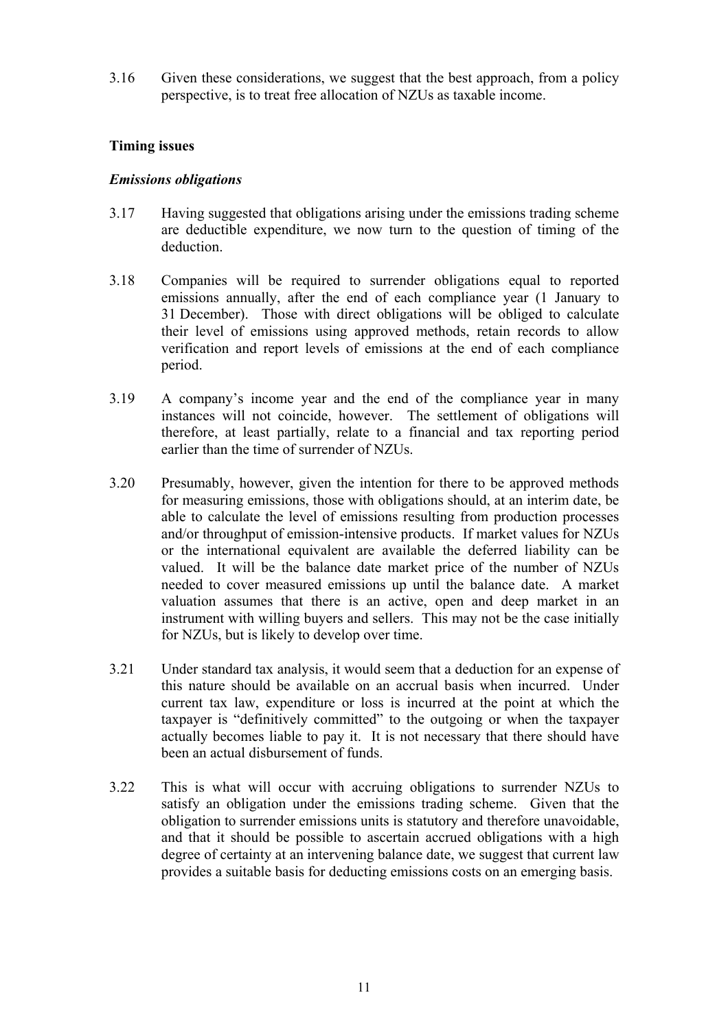3.16 Given these considerations, we suggest that the best approach, from a policy perspective, is to treat free allocation of NZUs as taxable income.

**Timing issues**

***Emissions obligations***

3.17 Having suggested that obligations arising under the emissions trading scheme are deductible expenditure, we now turn to the question of timing of the deduction.

3.18 Companies will be required to surrender obligations equal to reported emissions annually, after the end of each compliance year (1 January to 31 December). Those with direct obligations will be obliged to calculate their level of emissions using approved methods, retain records to allow verification and report levels of emissions at the end of each compliance period.

3.19 A company's income year and the end of the compliance year in many instances will not coincide, however. The settlement of obligations will therefore, at least partially, relate to a financial and tax reporting period earlier than the time of surrender of NZUs.

3.20 Presumably, however, given the intention for there to be approved methods for measuring emissions, those with obligations should, at an interim date, be able to calculate the level of emissions resulting from production processes and/or throughput of emission-intensive products. If market values for NZUs or the international equivalent are available the deferred liability can be valued. It will be the balance date market price of the number of NZUs needed to cover measured emissions up until the balance date. A market valuation assumes that there is an active, open and deep market in an instrument with willing buyers and sellers. This may not be the case initially for NZUs, but is likely to develop over time.

3.21 Under standard tax analysis, it would seem that a deduction for an expense of this nature should be available on an accrual basis when incurred. Under current tax law, expenditure or loss is incurred at the point at which the taxpayer is "definitively committed" to the outgoing or when the taxpayer actually becomes liable to pay it. It is not necessary that there should have been an actual disbursement of funds.

3.22 This is what will occur with accruing obligations to surrender NZUs to satisfy an obligation under the emissions trading scheme. Given that the obligation to surrender emissions units is statutory and therefore unavoidable, and that it should be possible to ascertain accrued obligations with a high degree of certainty at an intervening balance date, we suggest that current law provides a suitable basis for deducting emissions costs on an emerging basis.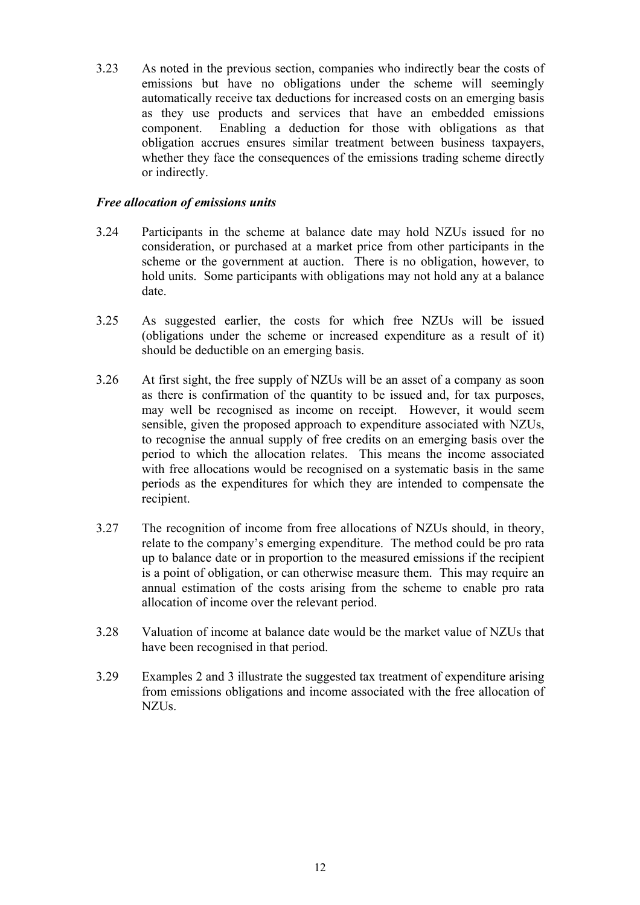3.23 As noted in the previous section, companies who indirectly bear the costs of emissions but have no obligations under the scheme will seemingly automatically receive tax deductions for increased costs on an emerging basis as they use products and services that have an embedded emissions component. Enabling a deduction for those with obligations as that obligation accrues ensures similar treatment between business taxpayers, whether they face the consequences of the emissions trading scheme directly or indirectly.

### *Free allocation of emissions units*

3.24 Participants in the scheme at balance date may hold NZUs issued for no consideration, or purchased at a market price from other participants in the scheme or the government at auction. There is no obligation, however, to hold units. Some participants with obligations may not hold any at a balance date.

3.25 As suggested earlier, the costs for which free NZUs will be issued (obligations under the scheme or increased expenditure as a result of it) should be deductible on an emerging basis.

3.26 At first sight, the free supply of NZUs will be an asset of a company as soon as there is confirmation of the quantity to be issued and, for tax purposes, may well be recognised as income on receipt. However, it would seem sensible, given the proposed approach to expenditure associated with NZUs, to recognise the annual supply of free credits on an emerging basis over the period to which the allocation relates. This means the income associated with free allocations would be recognised on a systematic basis in the same periods as the expenditures for which they are intended to compensate the recipient.

3.27 The recognition of income from free allocations of NZUs should, in theory, relate to the company's emerging expenditure. The method could be pro rata up to balance date or in proportion to the measured emissions if the recipient is a point of obligation, or can otherwise measure them. This may require an annual estimation of the costs arising from the scheme to enable pro rata allocation of income over the relevant period.

3.28 Valuation of income at balance date would be the market value of NZUs that have been recognised in that period.

3.29 Examples 2 and 3 illustrate the suggested tax treatment of expenditure arising from emissions obligations and income associated with the free allocation of NZUs.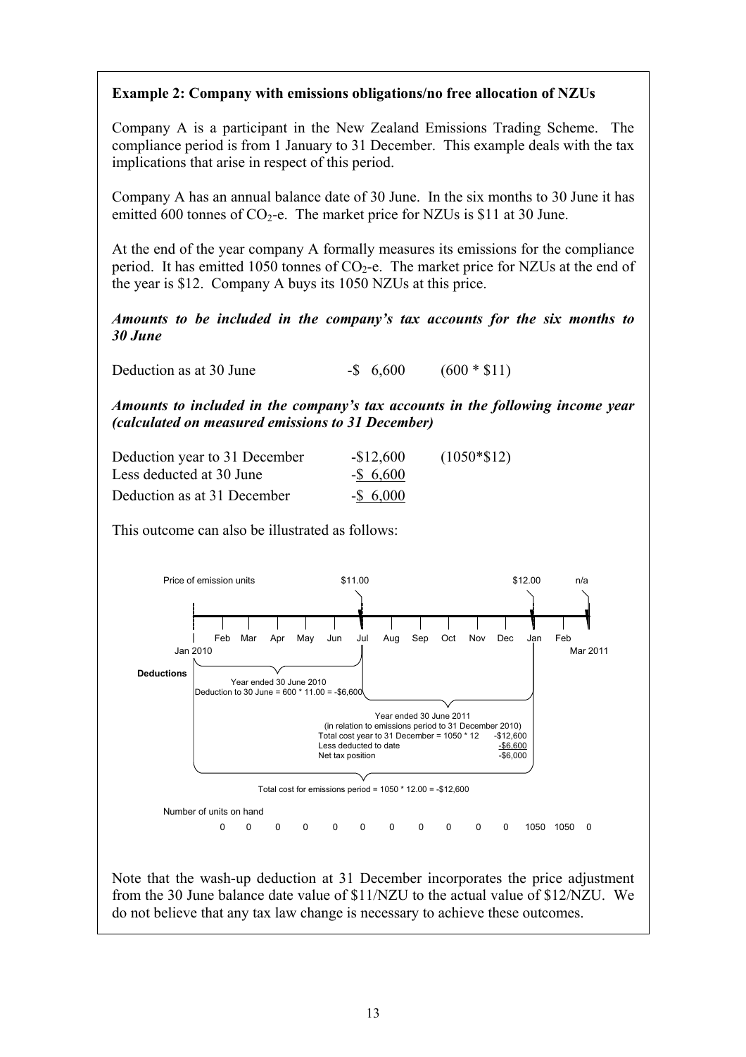**Example 2: Company with emissions obligations/no free allocation of NZUs**

Company A is a participant in the New Zealand Emissions Trading Scheme. The compliance period is from 1 January to 31 December. This example deals with the tax implications that arise in respect of this period.

Company A has an annual balance date of 30 June. In the six months to 30 June it has emitted 600 tonnes of $CO_2$-e. The market price for NZUs is \$11 at 30 June.

At the end of the year company A formally measures its emissions for the compliance period. It has emitted 1050 tonnes of $CO_2$-e. The market price for NZUs at the end of the year is \$12. Company A buys its 1050 NZUs at this price.

***Amounts to be included in the company's tax accounts for the six months to 30 June***

| | | |
|---|---|---|
| Deduction as at 30 June | -\$ 6,600 | (600 * \$11) |

***Amounts to included in the company's tax accounts in the following income year (calculated on measured emissions to 31 December)***

| | | |
|---|---|---|
| Deduction year to 31 December | -\$12,600 | (1050*\$12) |
| Less deducted at 30 June | -\$ 6,600 | |
| Deduction as at 31 December | -\$ 6,000 | |

This outcome can also be illustrated as follows:

Price of emission units: \$11.00 (Jul), \$12.00 (Jan), n/a (Mar 2011)

Jan 2010 | Feb | Mar | Apr | May | Jun | Jul | Aug | Sep | Oct | Nov | Dec | Jan | Feb | Mar 2011

**Deductions**

Year ended 30 June 2010
Deduction to 30 June = 600 * 11.00 = -\$6,600

Year ended 30 June 2011
(in relation to emissions period to 31 December 2010)

| | |
|---|---|
| Total cost year to 31 December = 1050 * 12 | -\$12,600 |
| Less deducted to date | -\$6,600 |
| Net tax position | -\$6,000 |

Total cost for emissions period = 1050 * 12.00 = -\$12,600

Number of units on hand

| Feb | Mar | Apr | May | Jun | Jul | Aug | Sep | Oct | Nov | Dec | Jan | Feb | Mar |
|---|---|---|---|---|---|---|---|---|---|---|---|---|---|
| 0 | 0 | 0 | 0 | 0 | 0 | 0 | 0 | 0 | 0 | 0 | 1050 | 1050 | 0 |

Note that the wash-up deduction at 31 December incorporates the price adjustment from the 30 June balance date value of \$11/NZU to the actual value of \$12/NZU. We do not believe that any tax law change is necessary to achieve these outcomes.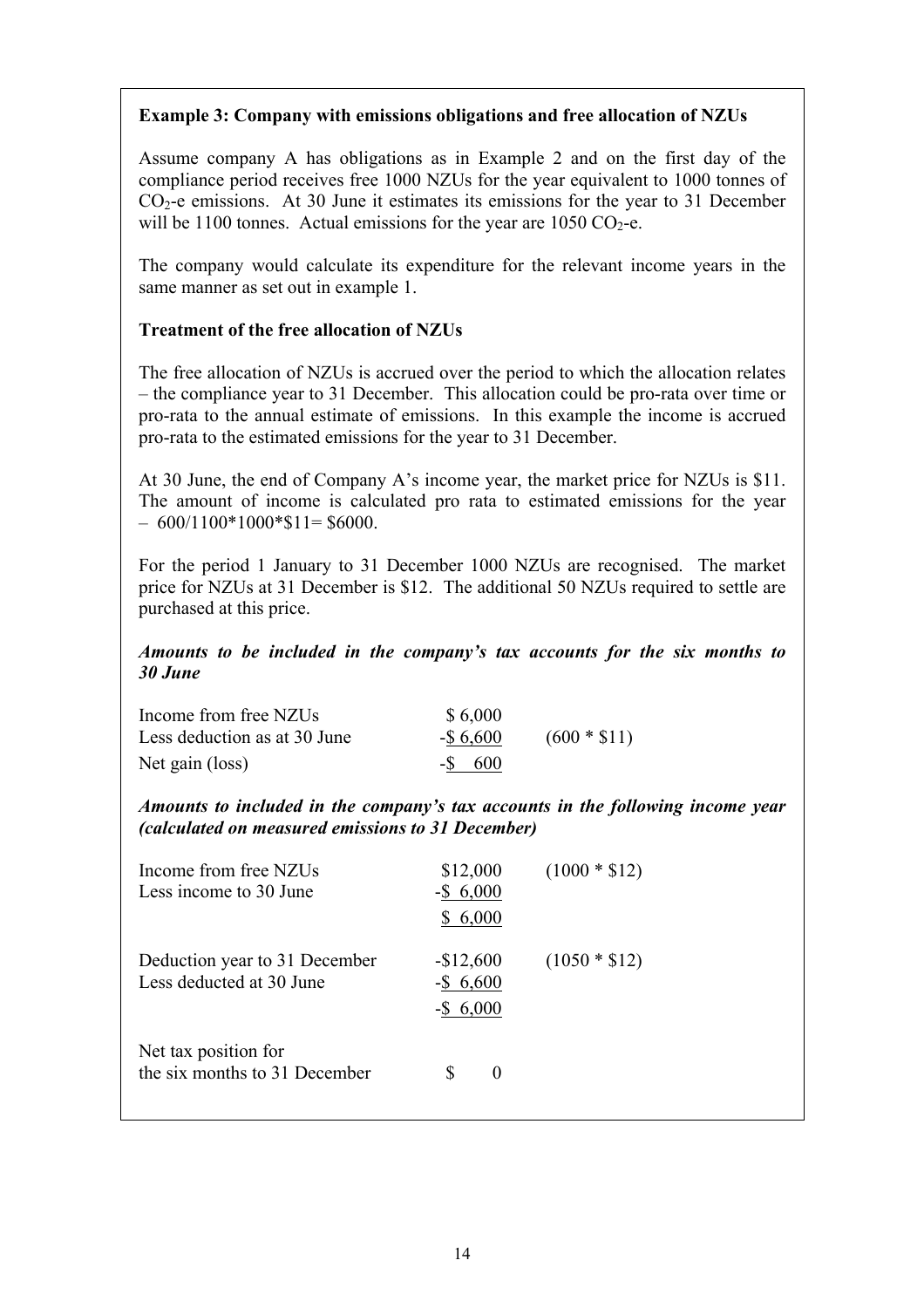**Example 3: Company with emissions obligations and free allocation of NZUs**

Assume company A has obligations as in Example 2 and on the first day of the compliance period receives free 1000 NZUs for the year equivalent to 1000 tonnes of $CO_2$-e emissions. At 30 June it estimates its emissions for the year to 31 December will be 1100 tonnes. Actual emissions for the year are 1050 $CO_2$-e.

The company would calculate its expenditure for the relevant income years in the same manner as set out in example 1.

**Treatment of the free allocation of NZUs**

The free allocation of NZUs is accrued over the period to which the allocation relates – the compliance year to 31 December. This allocation could be pro-rata over time or pro-rata to the annual estimate of emissions. In this example the income is accrued pro-rata to the estimated emissions for the year to 31 December.

At 30 June, the end of Company A's income year, the market price for NZUs is $11. The amount of income is calculated pro rata to estimated emissions for the year – 600/1100*1000*$11= $6000.

For the period 1 January to 31 December 1000 NZUs are recognised. The market price for NZUs at 31 December is $12. The additional 50 NZUs required to settle are purchased at this price.

***Amounts to be included in the company's tax accounts for the six months to 30 June***

| | | |
|---|---|---|
| Income from free NZUs | $ 6,000 | |
| Less deduction as at 30 June | -$ 6,600 | (600 * $11) |
| Net gain (loss) | -$ 600 | |

***Amounts to included in the company's tax accounts in the following income year (calculated on measured emissions to 31 December)***

| | | |
|---|---|---|
| Income from free NZUs | $12,000 | (1000 * $12) |
| Less income to 30 June | -$ 6,000 | |
| | $ 6,000 | |
| Deduction year to 31 December | -$12,600 | (1050 * $12) |
| Less deducted at 30 June | -$ 6,600 | |
| | -$ 6,000 | |
| Net tax position for the six months to 31 December | $ 0 | |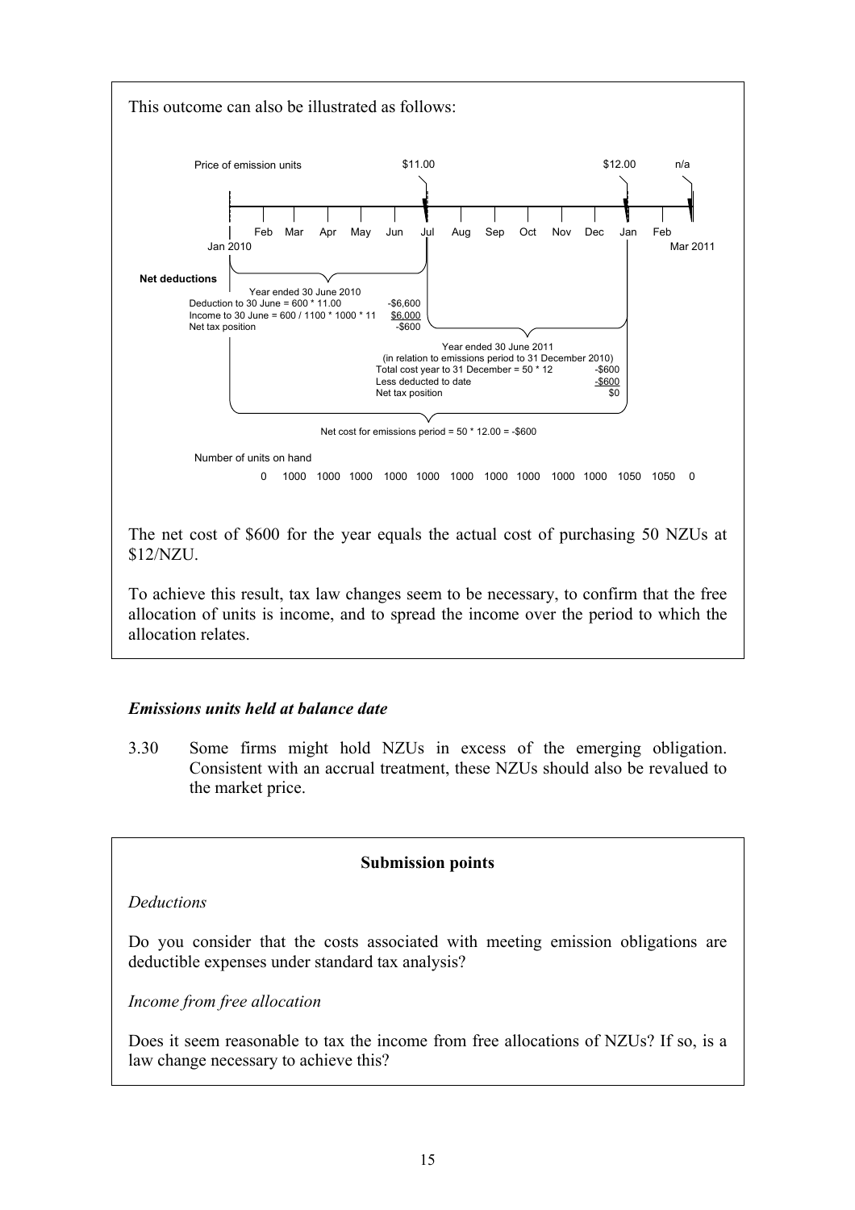This outcome can also be illustrated as follows:

Price of emission units: \$11.00 (Jul), \$12.00 (Jan), n/a (Mar 2011)

Timeline: Jan 2010, Feb, Mar, Apr, May, Jun, Jul, Aug, Sep, Oct, Nov, Dec, Jan, Feb, Mar 2011

**Net deductions**

Year ended 30 June 2010

| | |
|---|---|
| Deduction to 30 June = 600 * 11.00 | -\$6,600 |
| Income to 30 June = 600 / 1100 * 1000 * 11 | \$6,000 |
| Net tax position | -\$600 |

Year ended 30 June 2011 (in relation to emissions period to 31 December 2010)

| | |
|---|---|
| Total cost year to 31 December = 50 * 12 | -\$600 |
| Less deducted to date | -\$600 |
| Net tax position | \$0 |

Net cost for emissions period = 50 * 12.00 = -\$600

Number of units on hand: 0 1000 1000 1000 1000 1000 1000 1000 1000 1000 1000 1050 1050 0

The net cost of \$600 for the year equals the actual cost of purchasing 50 NZUs at \$12/NZU.

To achieve this result, tax law changes seem to be necessary, to confirm that the free allocation of units is income, and to spread the income over the period to which the allocation relates.

### *Emissions units held at balance date*

3.30 Some firms might hold NZUs in excess of the emerging obligation. Consistent with an accrual treatment, these NZUs should also be revalued to the market price.

**Submission points**

*Deductions*

Do you consider that the costs associated with meeting emission obligations are deductible expenses under standard tax analysis?

*Income from free allocation*

Does it seem reasonable to tax the income from free allocations of NZUs? If so, is a law change necessary to achieve this?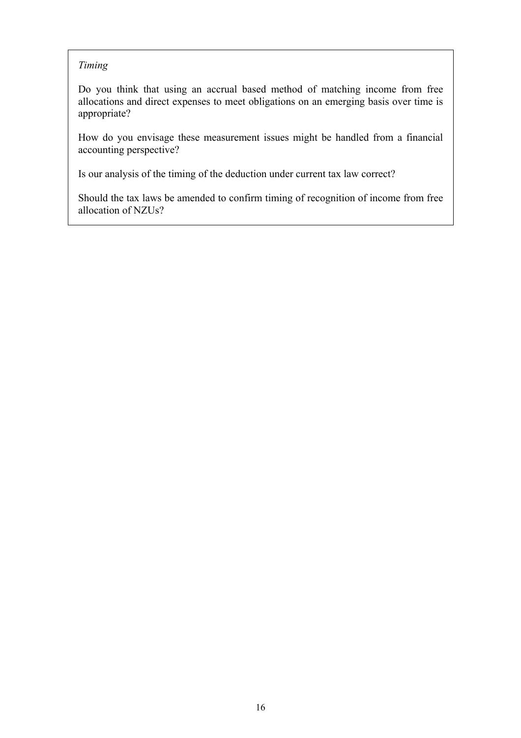*Timing*

Do you think that using an accrual based method of matching income from free allocations and direct expenses to meet obligations on an emerging basis over time is appropriate?

How do you envisage these measurement issues might be handled from a financial accounting perspective?

Is our analysis of the timing of the deduction under current tax law correct?

Should the tax laws be amended to confirm timing of recognition of income from free allocation of NZUs?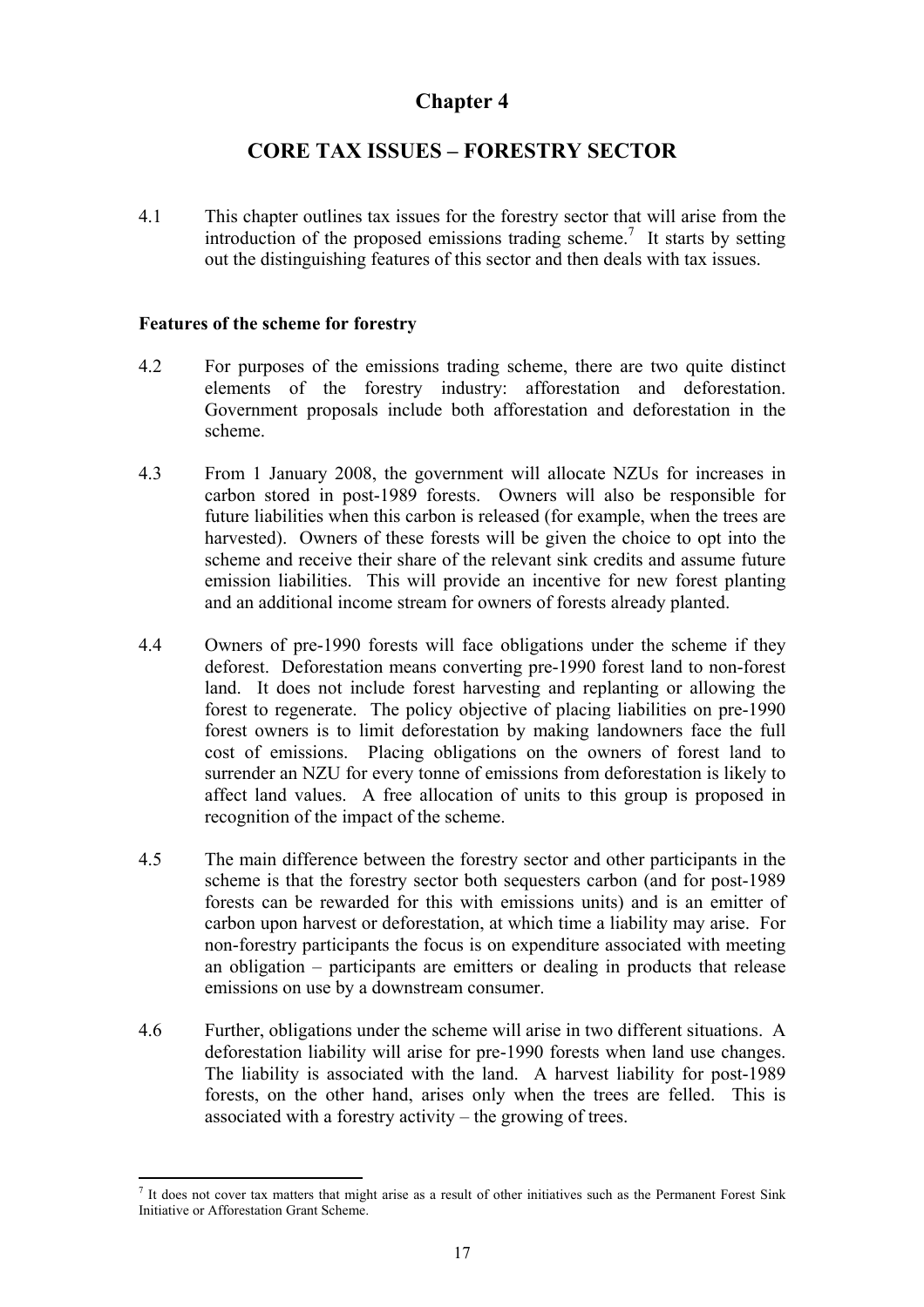# Chapter 4

## CORE TAX ISSUES – FORESTRY SECTOR

4.1 This chapter outlines tax issues for the forestry sector that will arise from the introduction of the proposed emissions trading scheme.[7] It starts by setting out the distinguishing features of this sector and then deals with tax issues.

### Features of the scheme for forestry

4.2 For purposes of the emissions trading scheme, there are two quite distinct elements of the forestry industry: afforestation and deforestation. Government proposals include both afforestation and deforestation in the scheme.

4.3 From 1 January 2008, the government will allocate NZUs for increases in carbon stored in post-1989 forests. Owners will also be responsible for future liabilities when this carbon is released (for example, when the trees are harvested). Owners of these forests will be given the choice to opt into the scheme and receive their share of the relevant sink credits and assume future emission liabilities. This will provide an incentive for new forest planting and an additional income stream for owners of forests already planted.

4.4 Owners of pre-1990 forests will face obligations under the scheme if they deforest. Deforestation means converting pre-1990 forest land to non-forest land. It does not include forest harvesting and replanting or allowing the forest to regenerate. The policy objective of placing liabilities on pre-1990 forest owners is to limit deforestation by making landowners face the full cost of emissions. Placing obligations on the owners of forest land to surrender an NZU for every tonne of emissions from deforestation is likely to affect land values. A free allocation of units to this group is proposed in recognition of the impact of the scheme.

4.5 The main difference between the forestry sector and other participants in the scheme is that the forestry sector both sequesters carbon (and for post-1989 forests can be rewarded for this with emissions units) and is an emitter of carbon upon harvest or deforestation, at which time a liability may arise. For non-forestry participants the focus is on expenditure associated with meeting an obligation – participants are emitters or dealing in products that release emissions on use by a downstream consumer.

4.6 Further, obligations under the scheme will arise in two different situations. A deforestation liability will arise for pre-1990 forests when land use changes. The liability is associated with the land. A harvest liability for post-1989 forests, on the other hand, arises only when the trees are felled. This is associated with a forestry activity – the growing of trees.

---

[7] It does not cover tax matters that might arise as a result of other initiatives such as the Permanent Forest Sink Initiative or Afforestation Grant Scheme.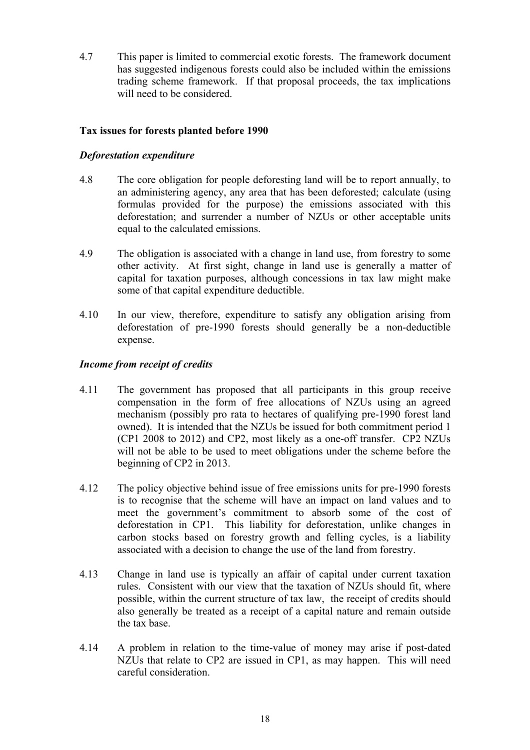4.7 This paper is limited to commercial exotic forests. The framework document has suggested indigenous forests could also be included within the emissions trading scheme framework. If that proposal proceeds, the tax implications will need to be considered.

**Tax issues for forests planted before 1990**

***Deforestation expenditure***

4.8 The core obligation for people deforesting land will be to report annually, to an administering agency, any area that has been deforested; calculate (using formulas provided for the purpose) the emissions associated with this deforestation; and surrender a number of NZUs or other acceptable units equal to the calculated emissions.

4.9 The obligation is associated with a change in land use, from forestry to some other activity. At first sight, change in land use is generally a matter of capital for taxation purposes, although concessions in tax law might make some of that capital expenditure deductible.

4.10 In our view, therefore, expenditure to satisfy any obligation arising from deforestation of pre-1990 forests should generally be a non-deductible expense.

***Income from receipt of credits***

4.11 The government has proposed that all participants in this group receive compensation in the form of free allocations of NZUs using an agreed mechanism (possibly pro rata to hectares of qualifying pre-1990 forest land owned). It is intended that the NZUs be issued for both commitment period 1 (CP1 2008 to 2012) and CP2, most likely as a one-off transfer. CP2 NZUs will not be able to be used to meet obligations under the scheme before the beginning of CP2 in 2013.

4.12 The policy objective behind issue of free emissions units for pre-1990 forests is to recognise that the scheme will have an impact on land values and to meet the government's commitment to absorb some of the cost of deforestation in CP1. This liability for deforestation, unlike changes in carbon stocks based on forestry growth and felling cycles, is a liability associated with a decision to change the use of the land from forestry.

4.13 Change in land use is typically an affair of capital under current taxation rules. Consistent with our view that the taxation of NZUs should fit, where possible, within the current structure of tax law, the receipt of credits should also generally be treated as a receipt of a capital nature and remain outside the tax base.

4.14 A problem in relation to the time-value of money may arise if post-dated NZUs that relate to CP2 are issued in CP1, as may happen. This will need careful consideration.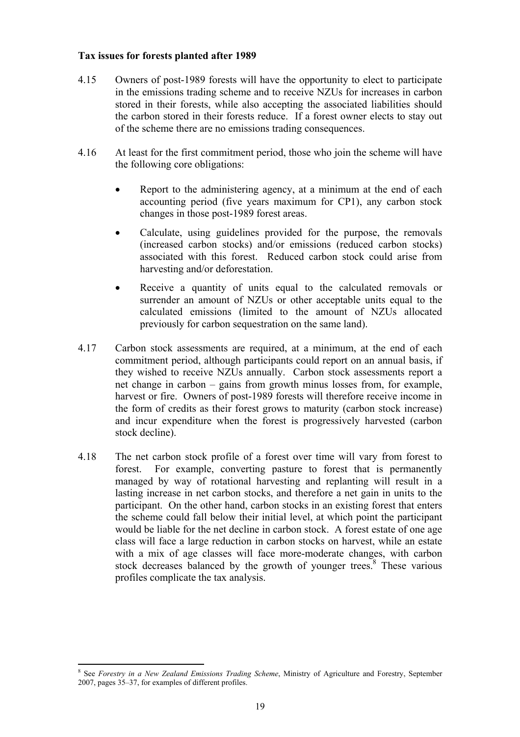**Tax issues for forests planted after 1989**

4.15 Owners of post-1989 forests will have the opportunity to elect to participate in the emissions trading scheme and to receive NZUs for increases in carbon stored in their forests, while also accepting the associated liabilities should the carbon stored in their forests reduce. If a forest owner elects to stay out of the scheme there are no emissions trading consequences.

4.16 At least for the first commitment period, those who join the scheme will have the following core obligations:

- Report to the administering agency, at a minimum at the end of each accounting period (five years maximum for CP1), any carbon stock changes in those post-1989 forest areas.
- Calculate, using guidelines provided for the purpose, the removals (increased carbon stocks) and/or emissions (reduced carbon stocks) associated with this forest. Reduced carbon stock could arise from harvesting and/or deforestation.
- Receive a quantity of units equal to the calculated removals or surrender an amount of NZUs or other acceptable units equal to the calculated emissions (limited to the amount of NZUs allocated previously for carbon sequestration on the same land).

4.17 Carbon stock assessments are required, at a minimum, at the end of each commitment period, although participants could report on an annual basis, if they wished to receive NZUs annually. Carbon stock assessments report a net change in carbon – gains from growth minus losses from, for example, harvest or fire. Owners of post-1989 forests will therefore receive income in the form of credits as their forest grows to maturity (carbon stock increase) and incur expenditure when the forest is progressively harvested (carbon stock decline).

4.18 The net carbon stock profile of a forest over time will vary from forest to forest. For example, converting pasture to forest that is permanently managed by way of rotational harvesting and replanting will result in a lasting increase in net carbon stocks, and therefore a net gain in units to the participant. On the other hand, carbon stocks in an existing forest that enters the scheme could fall below their initial level, at which point the participant would be liable for the net decline in carbon stock. A forest estate of one age class will face a large reduction in carbon stocks on harvest, while an estate with a mix of age classes will face more-moderate changes, with carbon stock decreases balanced by the growth of younger trees.[8] These various profiles complicate the tax analysis.

---

[8] See *Forestry in a New Zealand Emissions Trading Scheme*, Ministry of Agriculture and Forestry, September 2007, pages 35–37, for examples of different profiles.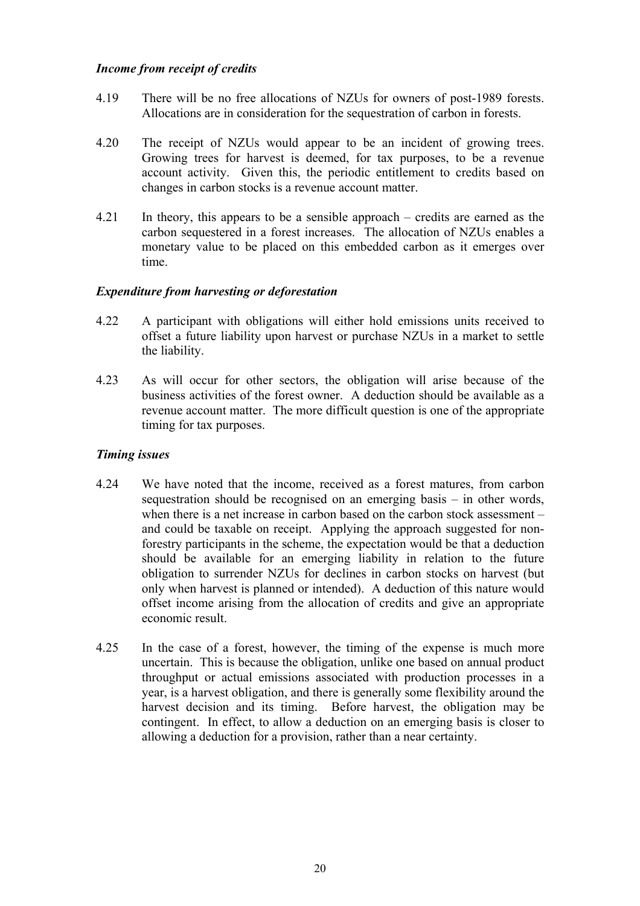### *Income from receipt of credits*

4.19 There will be no free allocations of NZUs for owners of post-1989 forests. Allocations are in consideration for the sequestration of carbon in forests.

4.20 The receipt of NZUs would appear to be an incident of growing trees. Growing trees for harvest is deemed, for tax purposes, to be a revenue account activity. Given this, the periodic entitlement to credits based on changes in carbon stocks is a revenue account matter.

4.21 In theory, this appears to be a sensible approach – credits are earned as the carbon sequestered in a forest increases. The allocation of NZUs enables a monetary value to be placed on this embedded carbon as it emerges over time.

### *Expenditure from harvesting or deforestation*

4.22 A participant with obligations will either hold emissions units received to offset a future liability upon harvest or purchase NZUs in a market to settle the liability.

4.23 As will occur for other sectors, the obligation will arise because of the business activities of the forest owner. A deduction should be available as a revenue account matter. The more difficult question is one of the appropriate timing for tax purposes.

### *Timing issues*

4.24 We have noted that the income, received as a forest matures, from carbon sequestration should be recognised on an emerging basis – in other words, when there is a net increase in carbon based on the carbon stock assessment – and could be taxable on receipt. Applying the approach suggested for non-forestry participants in the scheme, the expectation would be that a deduction should be available for an emerging liability in relation to the future obligation to surrender NZUs for declines in carbon stocks on harvest (but only when harvest is planned or intended). A deduction of this nature would offset income arising from the allocation of credits and give an appropriate economic result.

4.25 In the case of a forest, however, the timing of the expense is much more uncertain. This is because the obligation, unlike one based on annual product throughput or actual emissions associated with production processes in a year, is a harvest obligation, and there is generally some flexibility around the harvest decision and its timing. Before harvest, the obligation may be contingent. In effect, to allow a deduction on an emerging basis is closer to allowing a deduction for a provision, rather than a near certainty.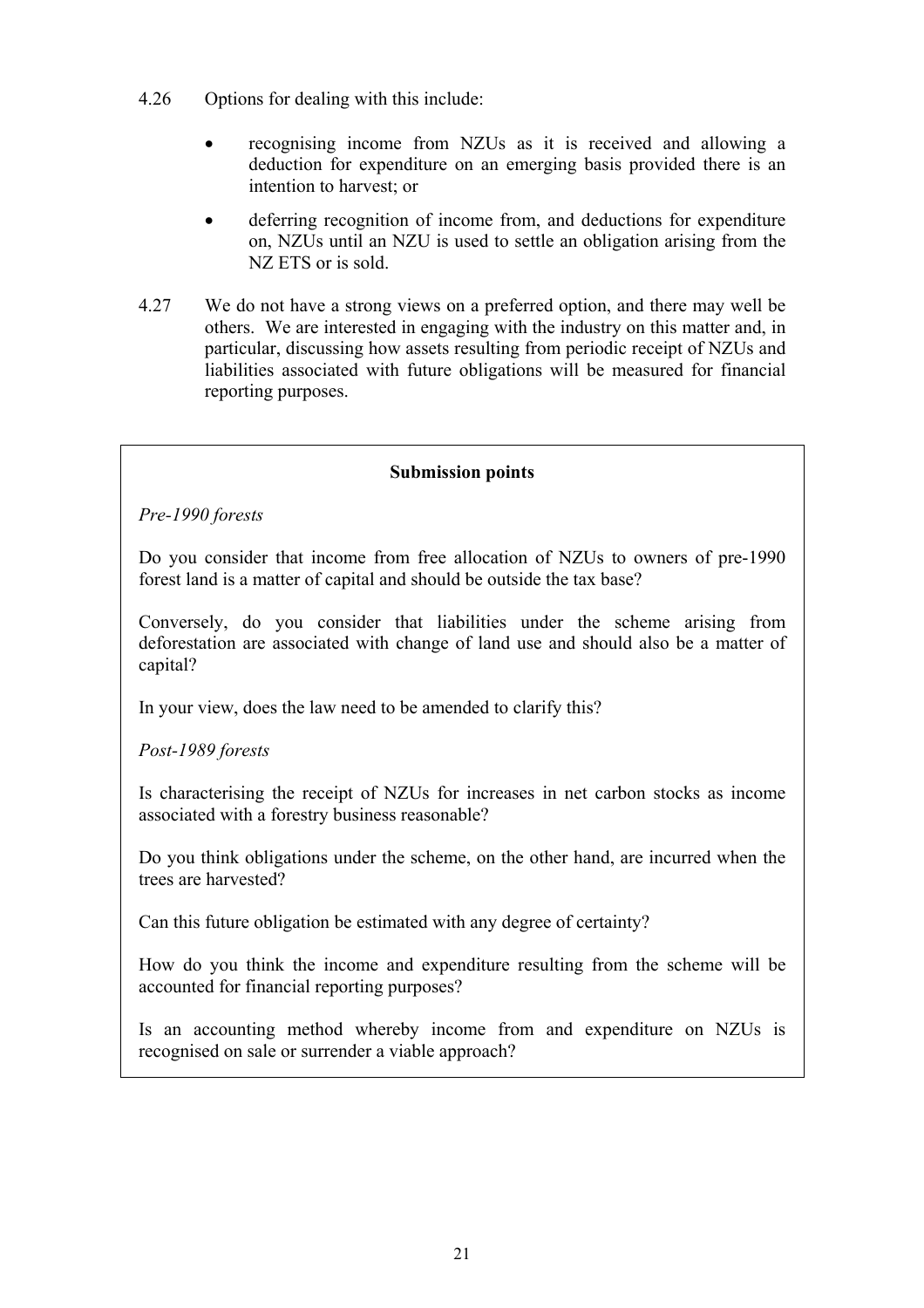4.26 Options for dealing with this include:

- recognising income from NZUs as it is received and allowing a deduction for expenditure on an emerging basis provided there is an intention to harvest; or
- deferring recognition of income from, and deductions for expenditure on, NZUs until an NZU is used to settle an obligation arising from the NZ ETS or is sold.

4.27 We do not have a strong views on a preferred option, and there may well be others. We are interested in engaging with the industry on this matter and, in particular, discussing how assets resulting from periodic receipt of NZUs and liabilities associated with future obligations will be measured for financial reporting purposes.

---

**Submission points**

*Pre-1990 forests*

Do you consider that income from free allocation of NZUs to owners of pre-1990 forest land is a matter of capital and should be outside the tax base?

Conversely, do you consider that liabilities under the scheme arising from deforestation are associated with change of land use and should also be a matter of capital?

In your view, does the law need to be amended to clarify this?

*Post-1989 forests*

Is characterising the receipt of NZUs for increases in net carbon stocks as income associated with a forestry business reasonable?

Do you think obligations under the scheme, on the other hand, are incurred when the trees are harvested?

Can this future obligation be estimated with any degree of certainty?

How do you think the income and expenditure resulting from the scheme will be accounted for financial reporting purposes?

Is an accounting method whereby income from and expenditure on NZUs is recognised on sale or surrender a viable approach?

---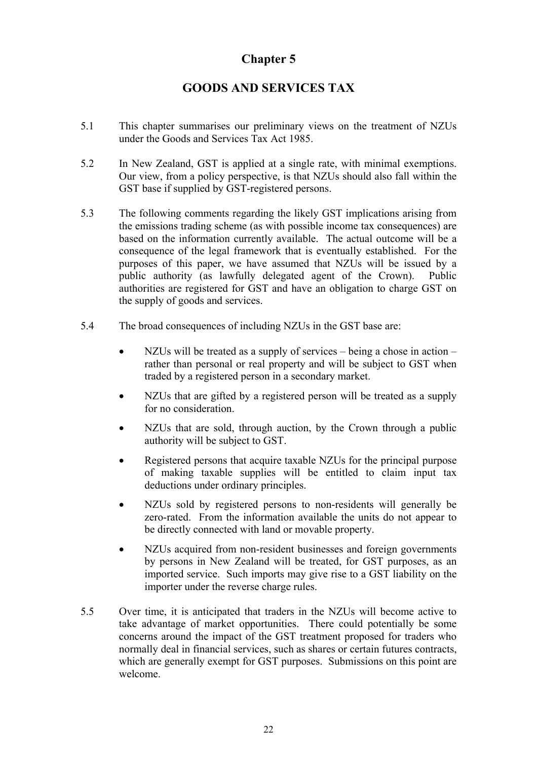# Chapter 5

## GOODS AND SERVICES TAX

5.1 This chapter summarises our preliminary views on the treatment of NZUs under the Goods and Services Tax Act 1985.

5.2 In New Zealand, GST is applied at a single rate, with minimal exemptions. Our view, from a policy perspective, is that NZUs should also fall within the GST base if supplied by GST-registered persons.

5.3 The following comments regarding the likely GST implications arising from the emissions trading scheme (as with possible income tax consequences) are based on the information currently available. The actual outcome will be a consequence of the legal framework that is eventually established. For the purposes of this paper, we have assumed that NZUs will be issued by a public authority (as lawfully delegated agent of the Crown). Public authorities are registered for GST and have an obligation to charge GST on the supply of goods and services.

5.4 The broad consequences of including NZUs in the GST base are:

- NZUs will be treated as a supply of services – being a chose in action – rather than personal or real property and will be subject to GST when traded by a registered person in a secondary market.
- NZUs that are gifted by a registered person will be treated as a supply for no consideration.
- NZUs that are sold, through auction, by the Crown through a public authority will be subject to GST.
- Registered persons that acquire taxable NZUs for the principal purpose of making taxable supplies will be entitled to claim input tax deductions under ordinary principles.
- NZUs sold by registered persons to non-residents will generally be zero-rated. From the information available the units do not appear to be directly connected with land or movable property.
- NZUs acquired from non-resident businesses and foreign governments by persons in New Zealand will be treated, for GST purposes, as an imported service. Such imports may give rise to a GST liability on the importer under the reverse charge rules.

5.5 Over time, it is anticipated that traders in the NZUs will become active to take advantage of market opportunities. There could potentially be some concerns around the impact of the GST treatment proposed for traders who normally deal in financial services, such as shares or certain futures contracts, which are generally exempt for GST purposes. Submissions on this point are welcome.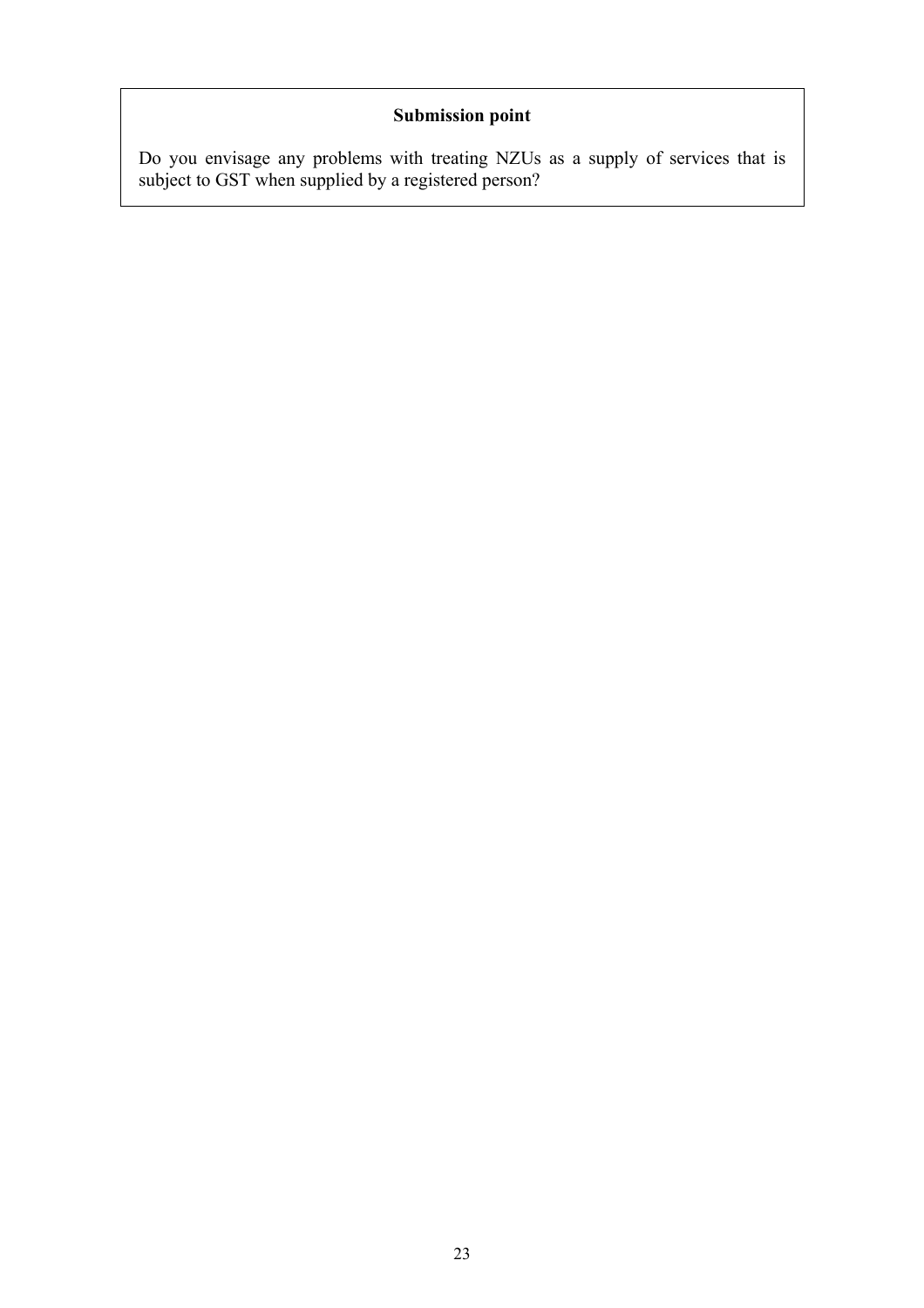**Submission point**

Do you envisage any problems with treating NZUs as a supply of services that is subject to GST when supplied by a registered person?